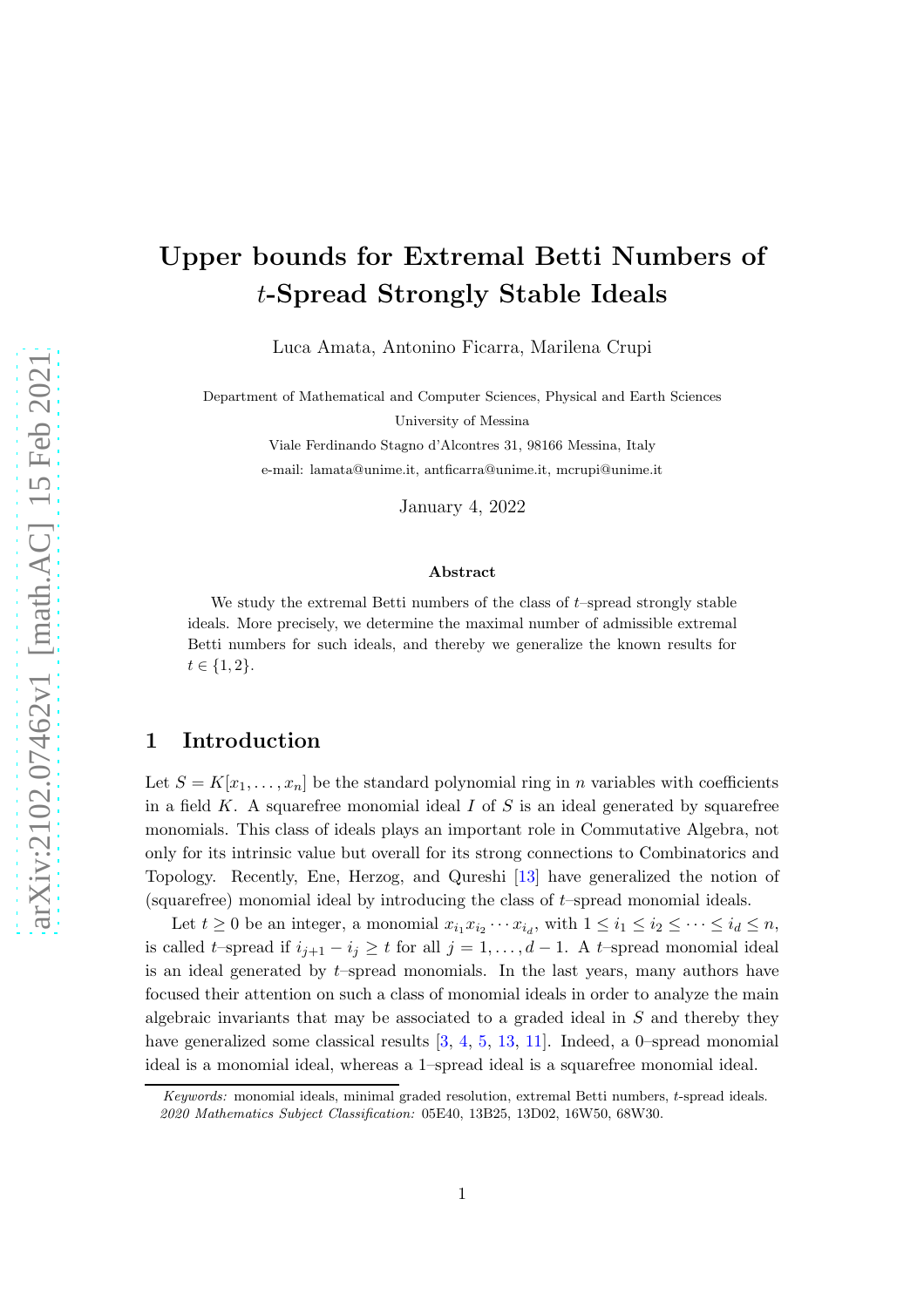# Upper bounds for Extremal Betti Numbers of $t$-Spread Strongly Stable Ideals

Luca Amata, Antonino Ficarra, Marilena Crupi

Department of Mathematical and Computer Sciences, Physical and Earth Sciences
University of Messina
Viale Ferdinando Stagno d'Alcontres 31, 98166 Messina, Italy
e-mail: lamata@unime.it, antficarra@unime.it, mcrupi@unime.it

January 4, 2022

### Abstract

We study the extremal Betti numbers of the class of $t$–spread strongly stable ideals. More precisely, we determine the maximal number of admissible extremal Betti numbers for such ideals, and thereby we generalize the known results for $t \in \{1, 2\}$.

## 1 Introduction

Let $S = K[x_1, \dots, x_n]$ be the standard polynomial ring in $n$ variables with coefficients in a field $K$. A squarefree monomial ideal $I$ of $S$ is an ideal generated by squarefree monomials. This class of ideals plays an important role in Commutative Algebra, not only for its intrinsic value but overall for its strong connections to Combinatorics and Topology. Recently, Ene, Herzog, and Qureshi [13] have generalized the notion of (squarefree) monomial ideal by introducing the class of $t$–spread monomial ideals.

Let $t \geq 0$ be an integer, a monomial $x_{i_1} x_{i_2} \cdots x_{i_d}$, with $1 \leq i_1 \leq i_2 \leq \cdots \leq i_d \leq n$, is called $t$–spread if $i_{j+1} - i_j \geq t$ for all $j = 1, \dots, d-1$. A $t$–spread monomial ideal is an ideal generated by $t$–spread monomials. In the last years, many authors have focused their attention on such a class of monomial ideals in order to analyze the main algebraic invariants that may be associated to a graded ideal in $S$ and thereby they have generalized some classical results [3, 4, 5, 13, 11]. Indeed, a 0–spread monomial ideal is a monomial ideal, whereas a 1–spread ideal is a squarefree monomial ideal.

*Keywords:* monomial ideals, minimal graded resolution, extremal Betti numbers, $t$-spread ideals.
*2020 Mathematics Subject Classification:* 05E40, 13B25, 13D02, 16W50, 68W30.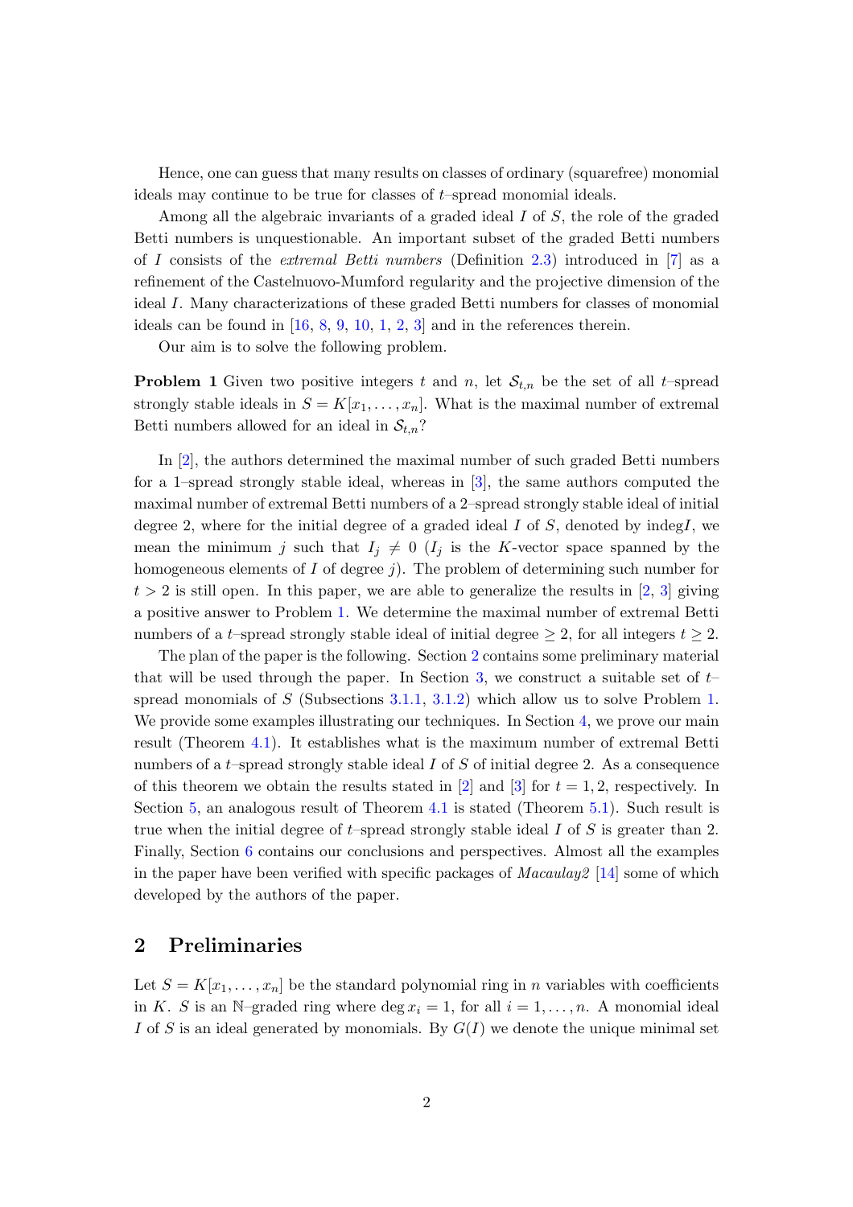Hence, one can guess that many results on classes of ordinary (squarefree) monomial ideals may continue to be true for classes of $t$–spread monomial ideals.

Among all the algebraic invariants of a graded ideal $I$ of $S$, the role of the graded Betti numbers is unquestionable. An important subset of the graded Betti numbers of $I$ consists of the *extremal Betti numbers* (Definition 2.3) introduced in [7] as a refinement of the Castelnuovo-Mumford regularity and the projective dimension of the ideal $I$. Many characterizations of these graded Betti numbers for classes of monomial ideals can be found in [16, 8, 9, 10, 1, 2, 3] and in the references therein.

Our aim is to solve the following problem.

**Problem 1** Given two positive integers $t$ and $n$, let $\mathcal{S}_{t,n}$ be the set of all $t$–spread strongly stable ideals in $S = K[x_1, \dots, x_n]$. What is the maximal number of extremal Betti numbers allowed for an ideal in $\mathcal{S}_{t,n}$?

In [2], the authors determined the maximal number of such graded Betti numbers for a 1–spread strongly stable ideal, whereas in [3], the same authors computed the maximal number of extremal Betti numbers of a 2–spread strongly stable ideal of initial degree 2, where for the initial degree of a graded ideal $I$ of $S$, denoted by indeg$I$, we mean the minimum $j$ such that $I_j \neq 0$ ($I_j$ is the $K$-vector space spanned by the homogeneous elements of $I$ of degree $j$). The problem of determining such number for $t > 2$ is still open. In this paper, we are able to generalize the results in [2, 3] giving a positive answer to Problem 1. We determine the maximal number of extremal Betti numbers of a $t$–spread strongly stable ideal of initial degree $\geq 2$, for all integers $t \geq 2$.

The plan of the paper is the following. Section 2 contains some preliminary material that will be used through the paper. In Section 3, we construct a suitable set of $t$–spread monomials of $S$ (Subsections 3.1.1, 3.1.2) which allow us to solve Problem 1. We provide some examples illustrating our techniques. In Section 4, we prove our main result (Theorem 4.1). It establishes what is the maximum number of extremal Betti numbers of a $t$–spread strongly stable ideal $I$ of $S$ of initial degree 2. As a consequence of this theorem we obtain the results stated in [2] and [3] for $t = 1, 2$, respectively. In Section 5, an analogous result of Theorem 4.1 is stated (Theorem 5.1). Such result is true when the initial degree of $t$–spread strongly stable ideal $I$ of $S$ is greater than 2. Finally, Section 6 contains our conclusions and perspectives. Almost all the examples in the paper have been verified with specific packages of *Macaulay2* [14] some of which developed by the authors of the paper.

## 2 Preliminaries

Let $S = K[x_1, \dots, x_n]$ be the standard polynomial ring in $n$ variables with coefficients in $K$. $S$ is an $\mathbb{N}$–graded ring where $\deg x_i = 1$, for all $i = 1, \dots, n$. A monomial ideal $I$ of $S$ is an ideal generated by monomials. By $G(I)$ we denote the unique minimal set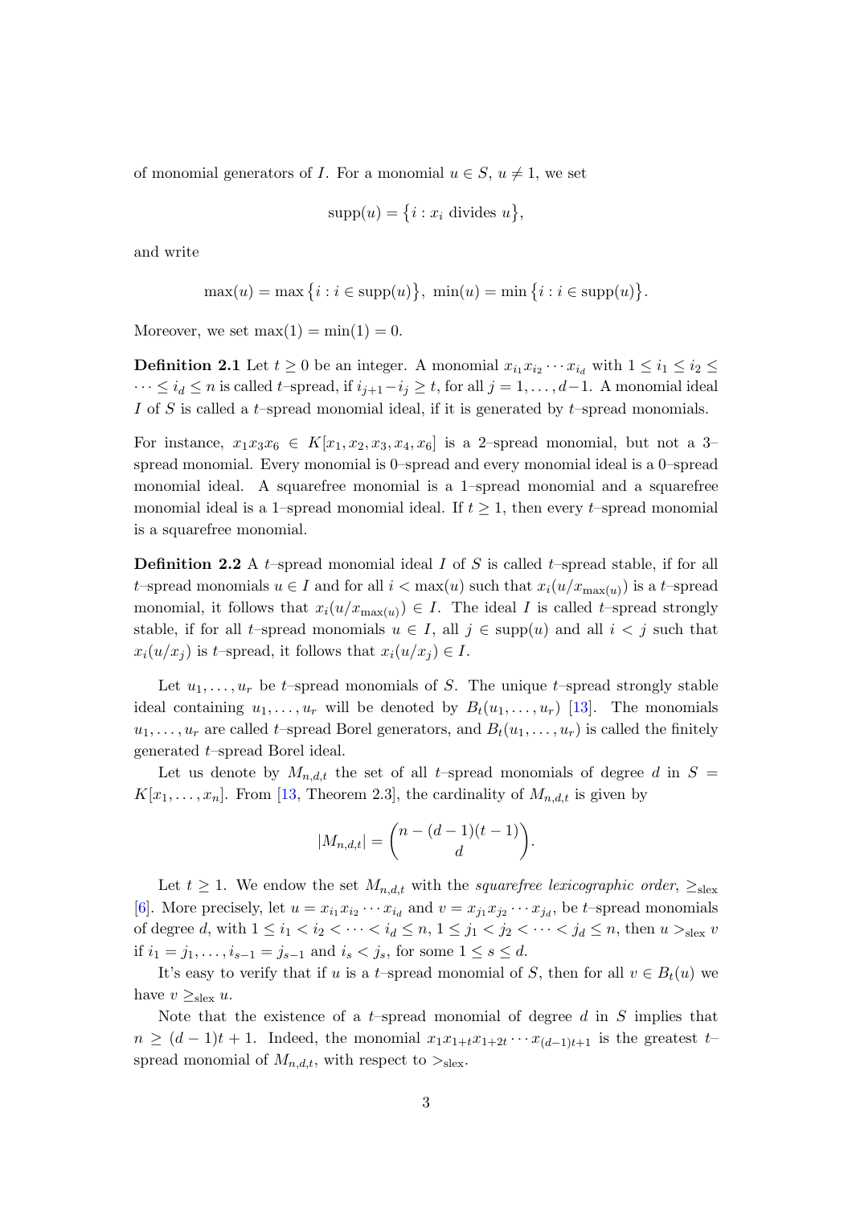of monomial generators of $I$. For a monomial $u \in S$, $u \neq 1$, we set

$$\mathrm{supp}(u) = \{i : x_i \text{ divides } u\},$$

and write

$$\max(u) = \max\{i : i \in \mathrm{supp}(u)\}, \ \min(u) = \min\{i : i \in \mathrm{supp}(u)\}.$$

Moreover, we set $\max(1) = \min(1) = 0$.

**Definition 2.1** Let $t \geq 0$ be an integer. A monomial $x_{i_1}x_{i_2}\cdots x_{i_d}$ with $1 \leq i_1 \leq i_2 \leq \cdots \leq i_d \leq n$ is called $t$–spread, if $i_{j+1} - i_j \geq t$, for all $j = 1, \ldots, d-1$. A monomial ideal $I$ of $S$ is called a $t$–spread monomial ideal, if it is generated by $t$–spread monomials.

For instance, $x_1x_3x_6 \in K[x_1, x_2, x_3, x_4, x_6]$ is a 2–spread monomial, but not a 3–spread monomial. Every monomial is 0–spread and every monomial ideal is a 0–spread monomial ideal. A squarefree monomial is a 1–spread monomial and a squarefree monomial ideal is a 1–spread monomial ideal. If $t \geq 1$, then every $t$–spread monomial is a squarefree monomial.

**Definition 2.2** A $t$–spread monomial ideal $I$ of $S$ is called $t$–spread stable, if for all $t$–spread monomials $u \in I$ and for all $i < \max(u)$ such that $x_i(u/x_{\max(u)})$ is a $t$–spread monomial, it follows that $x_i(u/x_{\max(u)}) \in I$. The ideal $I$ is called $t$–spread strongly stable, if for all $t$–spread monomials $u \in I$, all $j \in \mathrm{supp}(u)$ and all $i < j$ such that $x_i(u/x_j)$ is $t$–spread, it follows that $x_i(u/x_j) \in I$.

Let $u_1, \ldots, u_r$ be $t$–spread monomials of $S$. The unique $t$–spread strongly stable ideal containing $u_1, \ldots, u_r$ will be denoted by $B_t(u_1, \ldots, u_r)$ [13]. The monomials $u_1, \ldots, u_r$ are called $t$–spread Borel generators, and $B_t(u_1, \ldots, u_r)$ is called the finitely generated $t$–spread Borel ideal.

Let us denote by $M_{n,d,t}$ the set of all $t$–spread monomials of degree $d$ in $S = K[x_1, \ldots, x_n]$. From [13, Theorem 2.3], the cardinality of $M_{n,d,t}$ is given by

$$|M_{n,d,t}| = \binom{n - (d-1)(t-1)}{d}.$$

Let $t \geq 1$. We endow the set $M_{n,d,t}$ with the *squarefree lexicographic order*, $\geq_{\text{slex}}$ [6]. More precisely, let $u = x_{i_1}x_{i_2}\cdots x_{i_d}$ and $v = x_{j_1}x_{j_2}\cdots x_{j_d}$, be $t$–spread monomials of degree $d$, with $1 \leq i_1 < i_2 < \cdots < i_d \leq n$, $1 \leq j_1 < j_2 < \cdots < j_d \leq n$, then $u >_{\text{slex}} v$ if $i_1 = j_1, \ldots, i_{s-1} = j_{s-1}$ and $i_s < j_s$, for some $1 \leq s \leq d$.

It's easy to verify that if $u$ is a $t$–spread monomial of $S$, then for all $v \in B_t(u)$ we have $v \geq_{\text{slex}} u$.

Note that the existence of a $t$–spread monomial of degree $d$ in $S$ implies that $n \geq (d-1)t + 1$. Indeed, the monomial $x_1x_{1+t}x_{1+2t}\cdots x_{(d-1)t+1}$ is the greatest $t$–spread monomial of $M_{n,d,t}$, with respect to $>_{\text{slex}}$.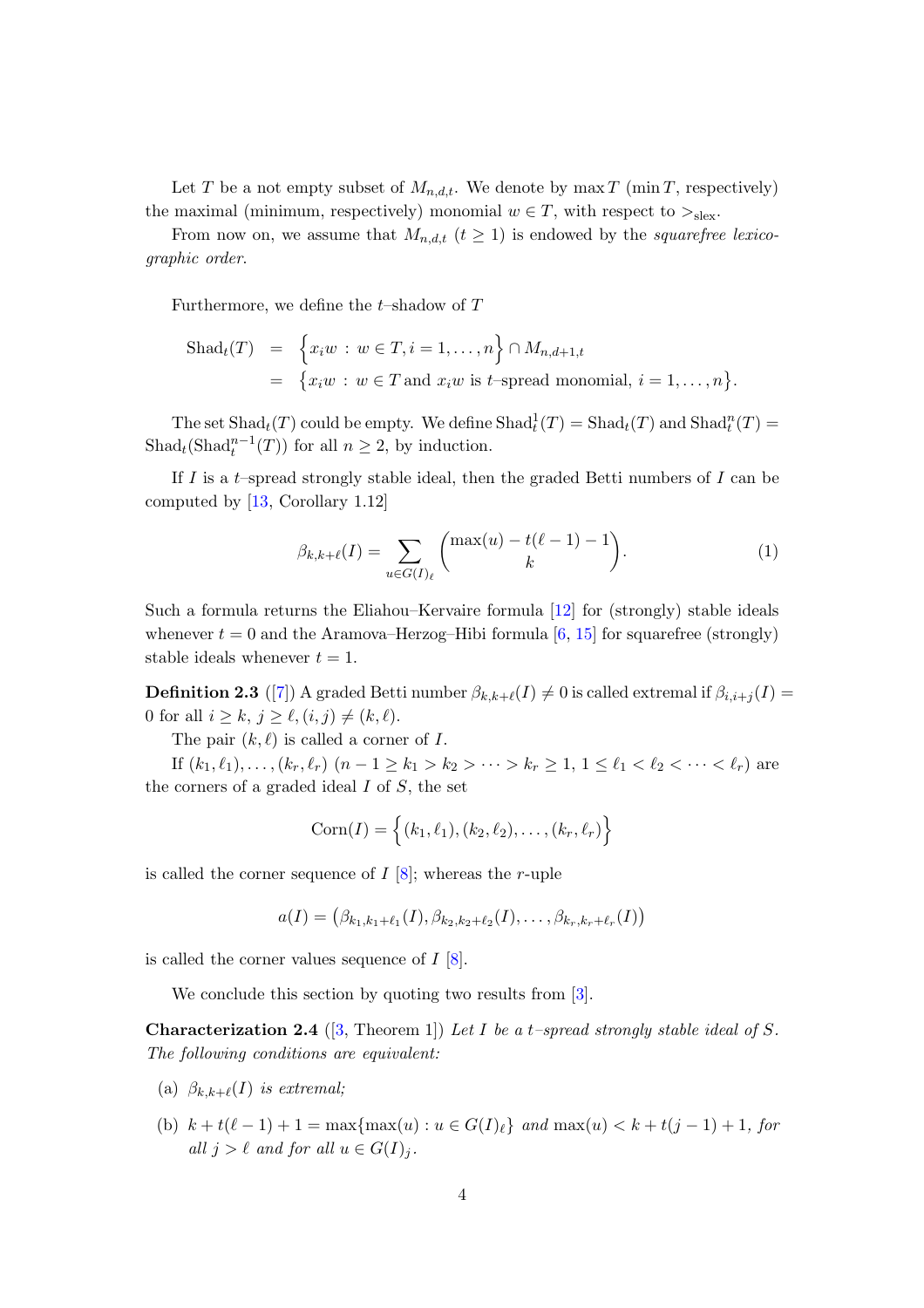Let $T$ be a not empty subset of $M_{n,d,t}$. We denote by $\max T$ ($\min T$, respectively) the maximal (minimum, respectively) monomial $w \in T$, with respect to $>_{\text{slex}}$.

From now on, we assume that $M_{n,d,t}$ ($t \geq 1$) is endowed by the *squarefree lexicographic order*.

Furthermore, we define the $t$–shadow of $T$

$$
\begin{aligned}
\operatorname{Shad}_t(T) &= \Big\{x_i w \,:\, w \in T, i = 1, \ldots, n\Big\} \cap M_{n,d+1,t} \\
&= \big\{x_i w \,:\, w \in T \text{ and } x_i w \text{ is } t\text{–spread monomial}, \ i = 1, \ldots, n\big\}.
\end{aligned}
$$

The set $\operatorname{Shad}_t(T)$ could be empty. We define $\operatorname{Shad}_t^1(T) = \operatorname{Shad}_t(T)$ and $\operatorname{Shad}_t^n(T) = \operatorname{Shad}_t(\operatorname{Shad}_t^{n-1}(T))$ for all $n \geq 2$, by induction.

If $I$ is a $t$–spread strongly stable ideal, then the graded Betti numbers of $I$ can be computed by [13, Corollary 1.12]

$$
\beta_{k,k+\ell}(I) = \sum_{u \in G(I)_\ell} \binom{\max(u) - t(\ell - 1) - 1}{k}. \tag{1}
$$

Such a formula returns the Eliahou–Kervaire formula [12] for (strongly) stable ideals whenever $t = 0$ and the Aramova–Herzog–Hibi formula [6, 15] for squarefree (strongly) stable ideals whenever $t = 1$.

**Definition 2.3** ([7]) A graded Betti number $\beta_{k,k+\ell}(I) \neq 0$ is called extremal if $\beta_{i,i+j}(I) = 0$ for all $i \geq k$, $j \geq \ell$, $(i, j) \neq (k, \ell)$.

The pair $(k, \ell)$ is called a corner of $I$.

If $(k_1, \ell_1), \ldots, (k_r, \ell_r)$ ($n - 1 \geq k_1 > k_2 > \cdots > k_r \geq 1$, $1 \leq \ell_1 < \ell_2 < \cdots < \ell_r$) are the corners of a graded ideal $I$ of $S$, the set

$$
\operatorname{Corn}(I) = \Big\{(k_1, \ell_1), (k_2, \ell_2), \ldots, (k_r, \ell_r)\Big\}
$$

is called the corner sequence of $I$ [8]; whereas the $r$-uple

$$
a(I) = \big(\beta_{k_1,k_1+\ell_1}(I), \beta_{k_2,k_2+\ell_2}(I), \ldots, \beta_{k_r,k_r+\ell_r}(I)\big)
$$

is called the corner values sequence of $I$ [8].

We conclude this section by quoting two results from [3].

**Characterization 2.4** ([3, Theorem 1]) *Let $I$ be a $t$–spread strongly stable ideal of $S$. The following conditions are equivalent:*

(a) *$\beta_{k,k+\ell}(I)$ is extremal;*

(b) *$k + t(\ell - 1) + 1 = \max\{\max(u) : u \in G(I)_\ell\}$ and $\max(u) < k + t(j - 1) + 1$, for all $j > \ell$ and for all $u \in G(I)_j$.*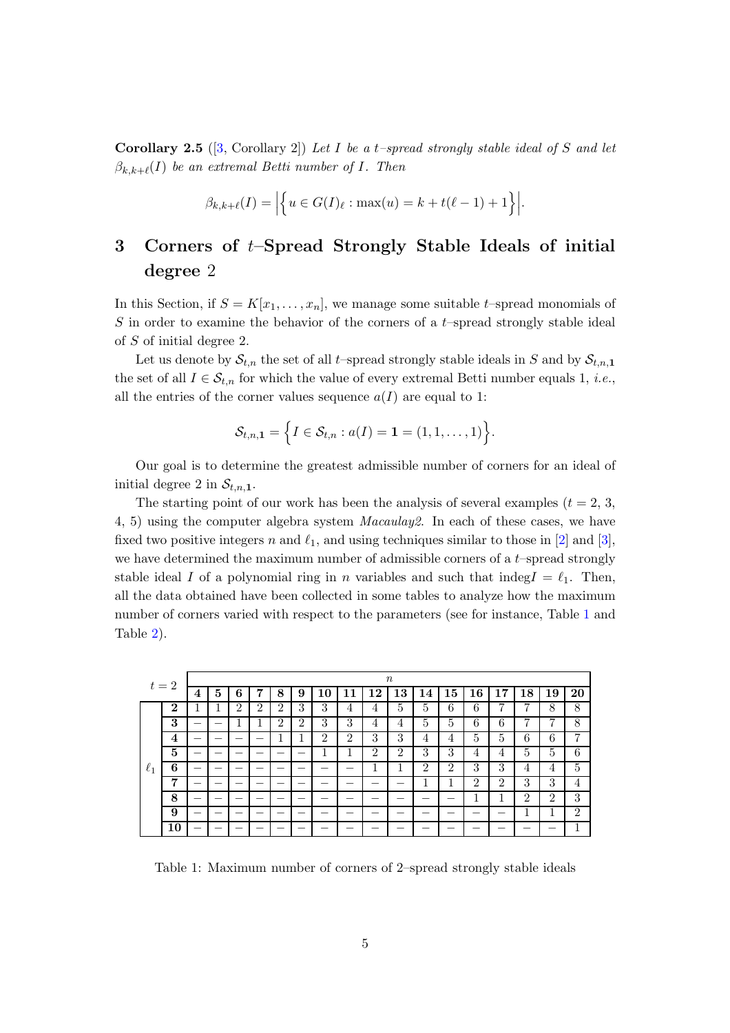**Corollary 2.5** ([3, Corollary 2]) *Let $I$ be a $t$–spread strongly stable ideal of $S$ and let $\beta_{k,k+\ell}(I)$ be an extremal Betti number of $I$. Then*

$$\beta_{k,k+\ell}(I) = \Big|\Big\{ u \in G(I)_\ell : \max(u) = k + t(\ell - 1) + 1 \Big\}\Big|.$$

# 3 Corners of $t$–Spread Strongly Stable Ideals of initial degree 2

In this Section, if $S = K[x_1, \dots, x_n]$, we manage some suitable $t$–spread monomials of $S$ in order to examine the behavior of the corners of a $t$–spread strongly stable ideal of $S$ of initial degree 2.

Let us denote by $\mathcal{S}_{t,n}$ the set of all $t$–spread strongly stable ideals in $S$ and by $\mathcal{S}_{t,n,\mathbf{1}}$ the set of all $I \in \mathcal{S}_{t,n}$ for which the value of every extremal Betti number equals 1, *i.e.*, all the entries of the corner values sequence $a(I)$ are equal to 1:

$$\mathcal{S}_{t,n,\mathbf{1}} = \Big\{ I \in \mathcal{S}_{t,n} : a(I) = \mathbf{1} = (1, 1, \dots, 1) \Big\}.$$

Our goal is to determine the greatest admissible number of corners for an ideal of initial degree 2 in $\mathcal{S}_{t,n,\mathbf{1}}$.

The starting point of our work has been the analysis of several examples ($t = 2$, 3, 4, 5) using the computer algebra system *Macaulay2*. In each of these cases, we have fixed two positive integers $n$ and $\ell_1$, and using techniques similar to those in [2] and [3], we have determined the maximum number of admissible corners of a $t$–spread strongly stable ideal $I$ of a polynomial ring in $n$ variables and such that $\text{indeg} I = \ell_1$. Then, all the data obtained have been collected in some tables to analyze how the maximum number of corners varied with respect to the parameters (see for instance, Table 1 and Table 2).

| $t = 2$ | | $n$ | | | | | | | | | | | | | | | | |
|---|---|---|---|---|---|---|---|---|---|---|---|---|---|---|---|---|---|---|
| | | **4** | **5** | **6** | **7** | **8** | **9** | **10** | **11** | **12** | **13** | **14** | **15** | **16** | **17** | **18** | **19** | **20** |
| $\ell_1$ | **2** | 1 | 1 | 2 | 2 | 2 | 3 | 3 | 4 | 4 | 5 | 5 | 6 | 6 | 7 | 7 | 8 | 8 |
| | **3** | – | – | 1 | 1 | 2 | 2 | 3 | 3 | 4 | 4 | 5 | 5 | 6 | 6 | 7 | 7 | 8 |
| | **4** | – | – | – | – | 1 | 1 | 2 | 2 | 3 | 3 | 4 | 4 | 5 | 5 | 6 | 6 | 7 |
| | **5** | – | – | – | – | – | – | 1 | 1 | 2 | 2 | 3 | 3 | 4 | 4 | 5 | 5 | 6 |
| | **6** | – | – | – | – | – | – | – | – | 1 | 1 | 2 | 2 | 3 | 3 | 4 | 4 | 5 |
| | **7** | – | – | – | – | – | – | – | – | – | – | 1 | 1 | 2 | 2 | 3 | 3 | 4 |
| | **8** | – | – | – | – | – | – | – | – | – | – | – | – | 1 | 1 | 2 | 2 | 3 |
| | **9** | – | – | – | – | – | – | – | – | – | – | – | – | – | – | 1 | 1 | 2 |
| | **10** | – | – | – | – | – | – | – | – | – | – | – | – | – | – | – | – | 1 |

Table 1: Maximum number of corners of 2–spread strongly stable ideals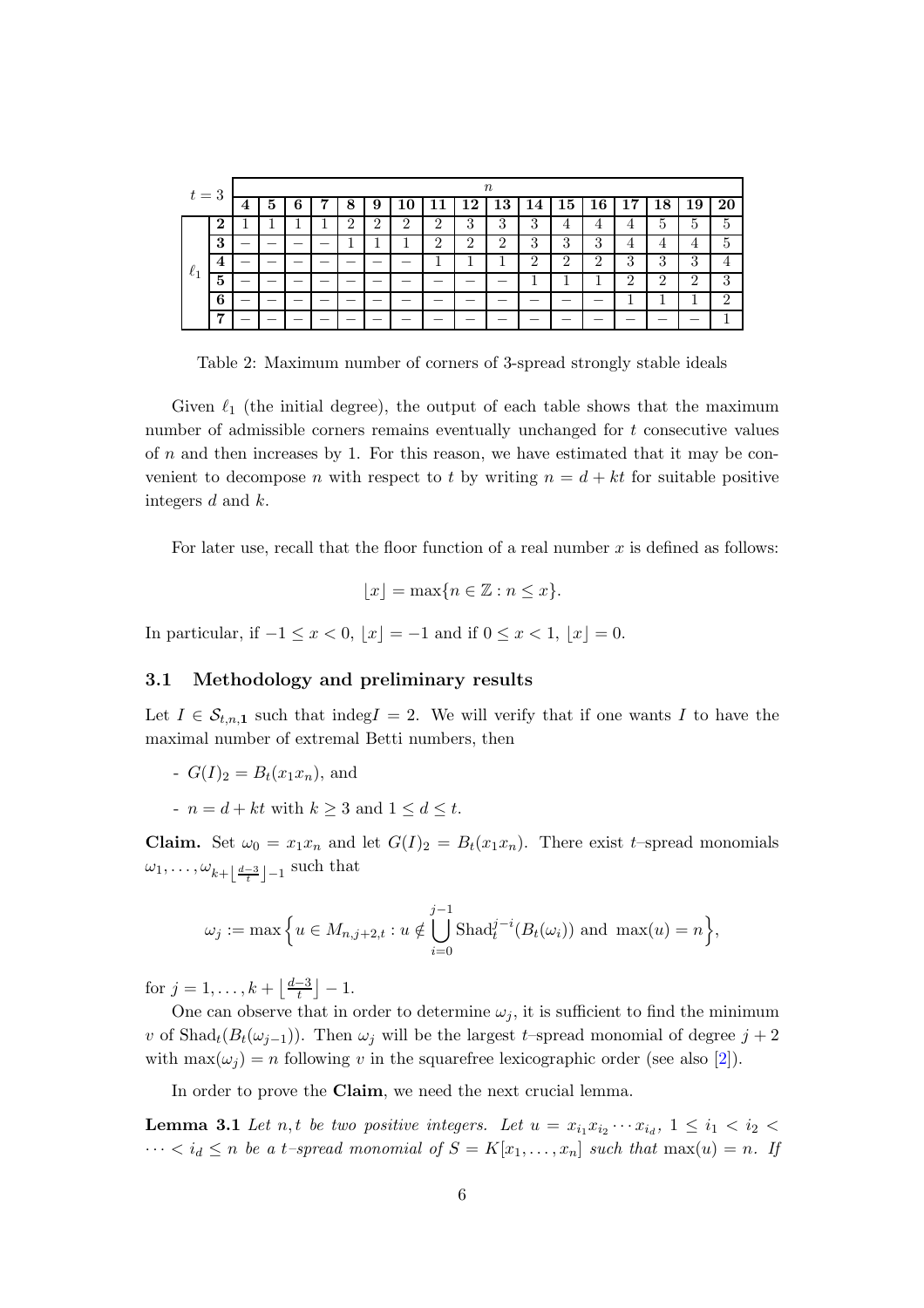| $t=3$ | | $n$ | | | | | | | | | | | | | | | | |
|---|---|---|---|---|---|---|---|---|---|---|---|---|---|---|---|---|---|---|
| | | **4** | **5** | **6** | **7** | **8** | **9** | **10** | **11** | **12** | **13** | **14** | **15** | **16** | **17** | **18** | **19** | **20** |
| $\ell_1$ | **2** | 1 | 1 | 1 | 1 | 2 | 2 | 2 | 2 | 3 | 3 | 3 | 4 | 4 | 4 | 5 | 5 | 5 |
| | **3** | – | – | – | – | 1 | 1 | 1 | 2 | 2 | 2 | 3 | 3 | 3 | 4 | 4 | 4 | 5 |
| | **4** | – | – | – | – | – | – | – | 1 | 1 | 1 | 2 | 2 | 2 | 3 | 3 | 3 | 4 |
| | **5** | – | – | – | – | – | – | – | – | – | – | 1 | 1 | 1 | 2 | 2 | 2 | 3 |
| | **6** | – | – | – | – | – | – | – | – | – | – | – | – | – | 1 | 1 | 1 | 2 |
| | **7** | – | – | – | – | – | – | – | – | – | – | – | – | – | – | – | – | 1 |

Table 2: Maximum number of corners of 3-spread strongly stable ideals

Given $\ell_1$ (the initial degree), the output of each table shows that the maximum number of admissible corners remains eventually unchanged for $t$ consecutive values of $n$ and then increases by 1. For this reason, we have estimated that it may be convenient to decompose $n$ with respect to $t$ by writing $n = d + kt$ for suitable positive integers $d$ and $k$.

For later use, recall that the floor function of a real number $x$ is defined as follows:

$$\lfloor x \rfloor = \max\{n \in \mathbb{Z} : n \leq x\}.$$

In particular, if $-1 \leq x < 0$, $\lfloor x \rfloor = -1$ and if $0 \leq x < 1$, $\lfloor x \rfloor = 0$.

### 3.1 Methodology and preliminary results

Let $I \in \mathcal{S}_{t,n,\mathbf{1}}$ such that $\text{indeg} I = 2$. We will verify that if one wants $I$ to have the maximal number of extremal Betti numbers, then

- $G(I)_2 = B_t(x_1x_n)$, and
- $n = d + kt$ with $k \geq 3$ and $1 \leq d \leq t$.

**Claim.** Set $\omega_0 = x_1x_n$ and let $G(I)_2 = B_t(x_1x_n)$. There exist $t$–spread monomials $\omega_1, \ldots, \omega_{k+\lfloor \frac{d-3}{t} \rfloor - 1}$ such that

$$\omega_j := \max\Big\{u \in M_{n,j+2,t} : u \notin \bigcup_{i=0}^{j-1} \text{Shad}_t^{j-i}(B_t(\omega_i)) \text{ and } \max(u) = n\Big\},$$

for $j = 1, \ldots, k + \lfloor \frac{d-3}{t} \rfloor - 1$.

One can observe that in order to determine $\omega_j$, it is sufficient to find the minimum $v$ of $\text{Shad}_t(B_t(\omega_{j-1}))$. Then $\omega_j$ will be the largest $t$–spread monomial of degree $j+2$ with $\max(\omega_j) = n$ following $v$ in the squarefree lexicographic order (see also [2]).

In order to prove the **Claim**, we need the next crucial lemma.

**Lemma 3.1** *Let $n, t$ be two positive integers. Let $u = x_{i_1}x_{i_2}\cdots x_{i_d}$, $1 \leq i_1 < i_2 < \cdots < i_d \leq n$ be a $t$–spread monomial of $S = K[x_1, \ldots, x_n]$ such that $\max(u) = n$. If*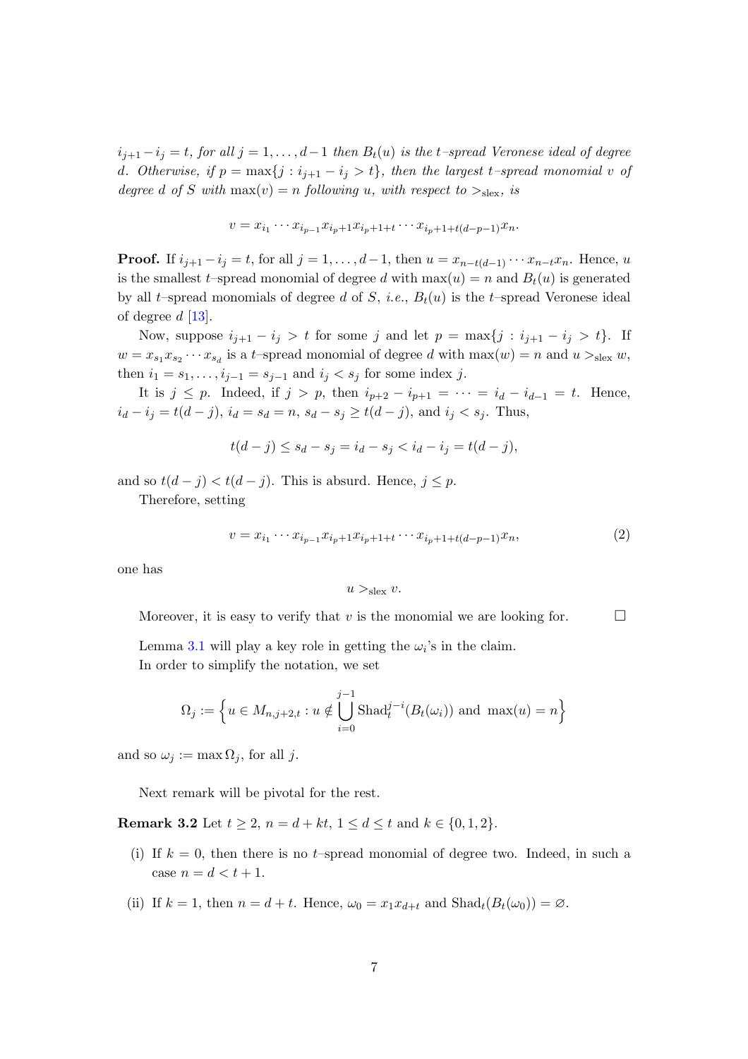$i_{j+1}-i_j = t$, *for all* $j = 1,\dots,d-1$ *then* $B_t(u)$ *is the* $t$*–spread Veronese ideal of degree* $d$*. Otherwise, if* $p = \max\{j : i_{j+1}-i_j > t\}$*, then the largest* $t$*–spread monomial* $v$ *of degree* $d$ *of* $S$ *with* $\max(v) = n$ *following* $u$*, with respect to* $>_{\text{slex}}$*, is*

$$v = x_{i_1}\cdots x_{i_{p-1}}x_{i_p+1}x_{i_p+1+t}\cdots x_{i_p+1+t(d-p-1)}x_n.$$

**Proof.** If $i_{j+1}-i_j = t$, for all $j = 1,\dots,d-1$, then $u = x_{n-t(d-1)}\cdots x_{n-t}x_n$. Hence, $u$ is the smallest $t$–spread monomial of degree $d$ with $\max(u) = n$ and $B_t(u)$ is generated by all $t$–spread monomials of degree $d$ of $S$, *i.e.*, $B_t(u)$ is the $t$–spread Veronese ideal of degree $d$ [13].

Now, suppose $i_{j+1}-i_j > t$ for some $j$ and let $p = \max\{j : i_{j+1}-i_j > t\}$. If $w = x_{s_1}x_{s_2}\cdots x_{s_d}$ is a $t$–spread monomial of degree $d$ with $\max(w) = n$ and $u >_{\text{slex}} w$, then $i_1 = s_1,\dots,i_{j-1} = s_{j-1}$ and $i_j < s_j$ for some index $j$.

It is $j \le p$. Indeed, if $j > p$, then $i_{p+2}-i_{p+1} = \cdots = i_d - i_{d-1} = t$. Hence, $i_d - i_j = t(d-j)$, $i_d = s_d = n$, $s_d - s_j \ge t(d-j)$, and $i_j < s_j$. Thus,

$$t(d-j) \le s_d - s_j = i_d - s_j < i_d - i_j = t(d-j),$$

and so $t(d-j) < t(d-j)$. This is absurd. Hence, $j \le p$.

Therefore, setting

$$v = x_{i_1}\cdots x_{i_{p-1}}x_{i_p+1}x_{i_p+1+t}\cdots x_{i_p+1+t(d-p-1)}x_n, \tag{2}$$

one has

$$u >_{\text{slex}} v.$$

Moreover, it is easy to verify that $v$ is the monomial we are looking for. $\square$

Lemma 3.1 will play a key role in getting the $\omega_i$'s in the claim.

In order to simplify the notation, we set

$$\Omega_j := \Big\{u \in M_{n,j+2,t} : u \notin \bigcup_{i=0}^{j-1}\text{Shad}_t^{j-i}(B_t(\omega_i)) \text{ and } \max(u) = n\Big\}$$

and so $\omega_j := \max \Omega_j$, for all $j$.

Next remark will be pivotal for the rest.

**Remark 3.2** Let $t \ge 2$, $n = d + kt$, $1 \le d \le t$ and $k \in \{0,1,2\}$.

(i) If $k = 0$, then there is no $t$–spread monomial of degree two. Indeed, in such a case $n = d < t+1$.

(ii) If $k = 1$, then $n = d+t$. Hence, $\omega_0 = x_1x_{d+t}$ and $\text{Shad}_t(B_t(\omega_0)) = \varnothing$.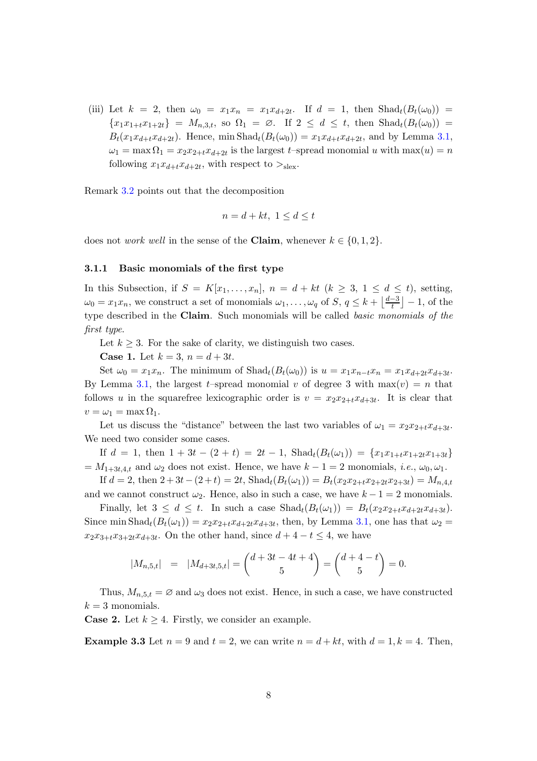(iii) Let $k = 2$, then $\omega_0 = x_1x_n = x_1x_{d+2t}$. If $d = 1$, then $\text{Shad}_t(B_t(\omega_0)) = \{x_1x_{1+t}x_{1+2t}\} = M_{n,3,t}$, so $\Omega_1 = \varnothing$. If $2 \leq d \leq t$, then $\text{Shad}_t(B_t(\omega_0)) = B_t(x_1x_{d+t}x_{d+2t})$. Hence, $\min \text{Shad}_t(B_t(\omega_0)) = x_1x_{d+t}x_{d+2t}$, and by Lemma 3.1, $\omega_1 = \max \Omega_1 = x_2x_{2+t}x_{d+2t}$ is the largest $t$–spread monomial $u$ with $\max(u) = n$ following $x_1x_{d+t}x_{d+2t}$, with respect to $>_{\text{slex}}$.

Remark 3.2 points out that the decomposition

$$n = d + kt,\ 1 \leq d \leq t$$

does not *work well* in the sense of the **Claim**, whenever $k \in \{0, 1, 2\}$.

### 3.1.1 Basic monomials of the first type

In this Subsection, if $S = K[x_1, \ldots, x_n]$, $n = d + kt$ ($k \geq 3$, $1 \leq d \leq t$), setting, $\omega_0 = x_1x_n$, we construct a set of monomials $\omega_1, \ldots, \omega_q$ of $S$, $q \leq k + \left\lfloor \frac{d-3}{t} \right\rfloor - 1$, of the type described in the **Claim**. Such monomials will be called *basic monomials of the first type*.

Let $k \geq 3$. For the sake of clarity, we distinguish two cases.

**Case 1.** Let $k = 3$, $n = d + 3t$.

Set $\omega_0 = x_1x_n$. The minimum of $\text{Shad}_t(B_t(\omega_0))$ is $u = x_1x_{n-t}x_n = x_1x_{d+2t}x_{d+3t}$. By Lemma 3.1, the largest $t$–spread monomial $v$ of degree 3 with $\max(v) = n$ that follows $u$ in the squarefree lexicographic order is $v = x_2x_{2+t}x_{d+3t}$. It is clear that $v = \omega_1 = \max \Omega_1$.

Let us discuss the "distance" between the last two variables of $\omega_1 = x_2x_{2+t}x_{d+3t}$. We need two consider some cases.

If $d = 1$, then $1 + 3t - (2 + t) = 2t - 1$, $\text{Shad}_t(B_t(\omega_1)) = \{x_1x_{1+t}x_{1+2t}x_{1+3t}\} = M_{1+3t,4,t}$ and $\omega_2$ does not exist. Hence, we have $k - 1 = 2$ monomials, *i.e.*, $\omega_0, \omega_1$.

If $d = 2$, then $2 + 3t - (2 + t) = 2t$, $\text{Shad}_t(B_t(\omega_1)) = B_t(x_2x_{2+t}x_{2+2t}x_{2+3t}) = M_{n,4,t}$ and we cannot construct $\omega_2$. Hence, also in such a case, we have $k - 1 = 2$ monomials.

Finally, let $3 \leq d \leq t$. In such a case $\text{Shad}_t(B_t(\omega_1)) = B_t(x_2x_{2+t}x_{d+2t}x_{d+3t})$. Since $\min \text{Shad}_t(B_t(\omega_1)) = x_2x_{2+t}x_{d+2t}x_{d+3t}$, then, by Lemma 3.1, one has that $\omega_2 = x_2x_{3+t}x_{3+2t}x_{d+3t}$. On the other hand, since $d + 4 - t \leq 4$, we have

$$|M_{n,5,t}| \;\;=\;\; |M_{d+3t,5,t}| = \binom{d + 3t - 4t + 4}{5} = \binom{d + 4 - t}{5} = 0.$$

Thus, $M_{n,5,t} = \varnothing$ and $\omega_3$ does not exist. Hence, in such a case, we have constructed $k = 3$ monomials.

**Case 2.** Let $k \geq 4$. Firstly, we consider an example.

**Example 3.3** Let $n = 9$ and $t = 2$, we can write $n = d + kt$, with $d = 1, k = 4$. Then,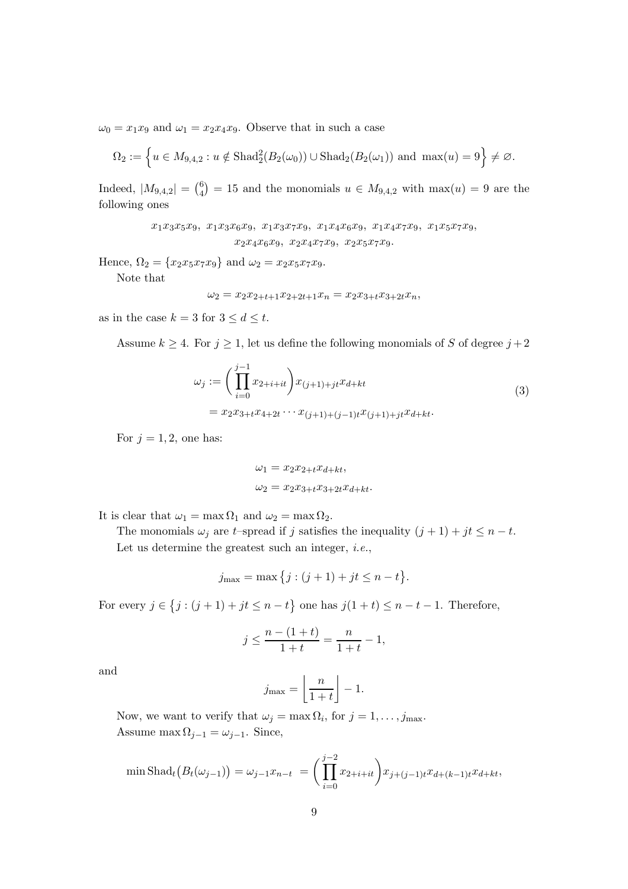$\omega_0 = x_1x_9$ and $\omega_1 = x_2x_4x_9$. Observe that in such a case

$$\Omega_2 := \Big\{ u \in M_{9,4,2} : u \notin \mathrm{Shad}_2^2(B_2(\omega_0)) \cup \mathrm{Shad}_2(B_2(\omega_1)) \text{ and } \max(u) = 9 \Big\} \neq \varnothing.$$

Indeed, $|M_{9,4,2}| = \binom{6}{4} = 15$ and the monomials $u \in M_{9,4,2}$ with $\max(u) = 9$ are the following ones

$$x_1x_3x_5x_9,\ x_1x_3x_6x_9,\ x_1x_3x_7x_9,\ x_1x_4x_6x_9,\ x_1x_4x_7x_9,\ x_1x_5x_7x_9,$$
$$x_2x_4x_6x_9,\ x_2x_4x_7x_9,\ x_2x_5x_7x_9.$$

Hence, $\Omega_2 = \{x_2x_5x_7x_9\}$ and $\omega_2 = x_2x_5x_7x_9$.

Note that

$$\omega_2 = x_2x_{2+t+1}x_{2+2t+1}x_n = x_2x_{3+t}x_{3+2t}x_n,$$

as in the case $k = 3$ for $3 \leq d \leq t$.

Assume $k \geq 4$. For $j \geq 1$, let us define the following monomials of $S$ of degree $j+2$

$$\begin{aligned}
\omega_j &:= \Big( \prod_{i=0}^{j-1} x_{2+i+it} \Big) x_{(j+1)+jt} x_{d+kt} \\
&= x_2x_{3+t}x_{4+2t}\cdots x_{(j+1)+(j-1)t}x_{(j+1)+jt}x_{d+kt}.
\end{aligned} \tag{3}$$

For $j = 1, 2$, one has:

$$\omega_1 = x_2x_{2+t}x_{d+kt},$$
$$\omega_2 = x_2x_{3+t}x_{3+2t}x_{d+kt}.$$

It is clear that $\omega_1 = \max \Omega_1$ and $\omega_2 = \max \Omega_2$.

The monomials $\omega_j$ are $t$–spread if $j$ satisfies the inequality $(j+1) + jt \leq n - t$.

Let us determine the greatest such an integer, *i.e.*,

$$j_{\max} = \max\big\{ j : (j+1) + jt \leq n - t \big\}.$$

For every $j \in \big\{ j : (j+1) + jt \leq n - t \big\}$ one has $j(1+t) \leq n - t - 1$. Therefore,

$$j \leq \frac{n-(1+t)}{1+t} = \frac{n}{1+t} - 1,$$

and

$$j_{\max} = \left\lfloor \frac{n}{1+t} \right\rfloor - 1.$$

Now, we want to verify that $\omega_j = \max \Omega_i$, for $j = 1, \dots, j_{\max}$.

Assume $\max \Omega_{j-1} = \omega_{j-1}$. Since,

$$\min \mathrm{Shad}_t\big(B_t(\omega_{j-1})\big) = \omega_{j-1}x_{n-t} \ = \Big( \prod_{i=0}^{j-2} x_{2+i+it} \Big) x_{j+(j-1)t} x_{d+(k-1)t} x_{d+kt},$$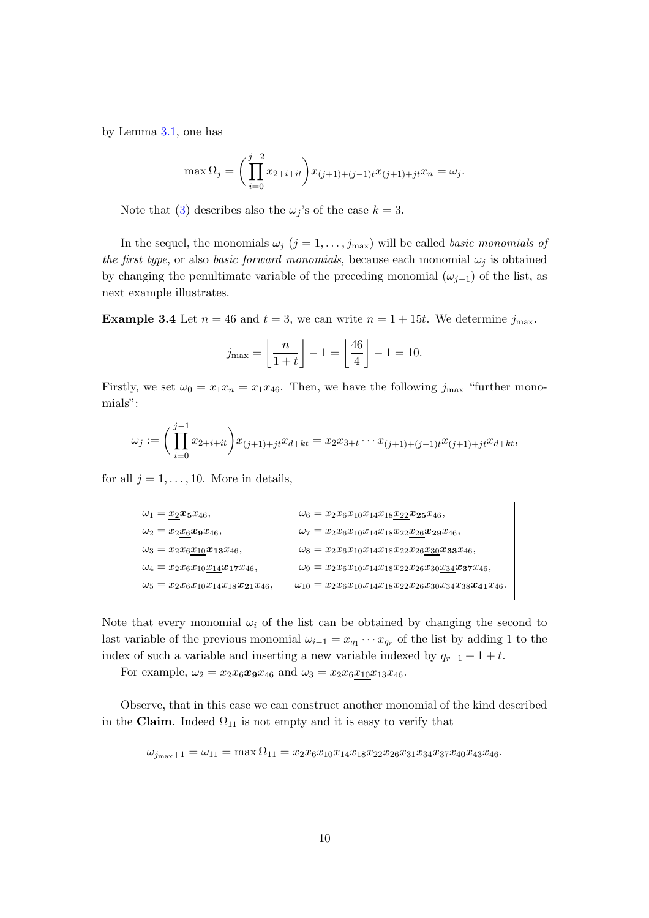by Lemma 3.1, one has

$$\max \Omega_j = \left(\prod_{i=0}^{j-2} x_{2+i+it}\right) x_{(j+1)+(j-1)t} x_{(j+1)+jt} x_n = \omega_j.$$

Note that (3) describes also the $\omega_j$'s of the case $k = 3$.

In the sequel, the monomials $\omega_j$ ($j = 1, \ldots, j_{\max}$) will be called *basic monomials of the first type*, or also *basic forward monomials*, because each monomial $\omega_j$ is obtained by changing the penultimate variable of the preceding monomial ($\omega_{j-1}$) of the list, as next example illustrates.

**Example 3.4** Let $n = 46$ and $t = 3$, we can write $n = 1 + 15t$. We determine $j_{\max}$.

$$j_{\max} = \left\lfloor \frac{n}{1+t} \right\rfloor - 1 = \left\lfloor \frac{46}{4} \right\rfloor - 1 = 10.$$

Firstly, we set $\omega_0 = x_1 x_n = x_1 x_{46}$. Then, we have the following $j_{\max}$ "further monomials":

$$\omega_j := \left(\prod_{i=0}^{j-1} x_{2+i+it}\right) x_{(j+1)+jt} x_{d+kt} = x_2 x_{3+t} \cdots x_{(j+1)+(j-1)t} x_{(j+1)+jt} x_{d+kt},$$

for all $j = 1, \ldots, 10$. More in details,

| | |
|---|---|
| $\omega_1 = \underline{x_2}\boldsymbol{x_5}x_{46}$, | $\omega_6 = x_2x_6x_{10}x_{14}x_{18}\underline{x_{22}}\boldsymbol{x_{25}}x_{46}$, |
| $\omega_2 = x_2\underline{x_6}\boldsymbol{x_9}x_{46}$, | $\omega_7 = x_2x_6x_{10}x_{14}x_{18}x_{22}\underline{x_{26}}\boldsymbol{x_{29}}x_{46}$, |
| $\omega_3 = x_2x_6\underline{x_{10}}\boldsymbol{x_{13}}x_{46}$, | $\omega_8 = x_2x_6x_{10}x_{14}x_{18}x_{22}x_{26}\underline{x_{30}}\boldsymbol{x_{33}}x_{46}$, |
| $\omega_4 = x_2x_6x_{10}\underline{x_{14}}\boldsymbol{x_{17}}x_{46}$, | $\omega_9 = x_2x_6x_{10}x_{14}x_{18}x_{22}x_{26}x_{30}\underline{x_{34}}\boldsymbol{x_{37}}x_{46}$, |
| $\omega_5 = x_2x_6x_{10}x_{14}\underline{x_{18}}\boldsymbol{x_{21}}x_{46}$, | $\omega_{10} = x_2x_6x_{10}x_{14}x_{18}x_{22}x_{26}x_{30}x_{34}\underline{x_{38}}\boldsymbol{x_{41}}x_{46}$. |

Note that every monomial $\omega_i$ of the list can be obtained by changing the second to last variable of the previous monomial $\omega_{i-1} = x_{q_1} \cdots x_{q_r}$ of the list by adding 1 to the index of such a variable and inserting a new variable indexed by $q_{r-1} + 1 + t$.

For example, $\omega_2 = x_2 x_6 \boldsymbol{x_9} x_{46}$ and $\omega_3 = x_2 x_6 \underline{x_{10}} x_{13} x_{46}$.

Observe, that in this case we can construct another monomial of the kind described in the **Claim**. Indeed $\Omega_{11}$ is not empty and it is easy to verify that

$$\omega_{j_{\max}+1} = \omega_{11} = \max \Omega_{11} = x_2 x_6 x_{10} x_{14} x_{18} x_{22} x_{26} x_{31} x_{34} x_{37} x_{40} x_{43} x_{46}.$$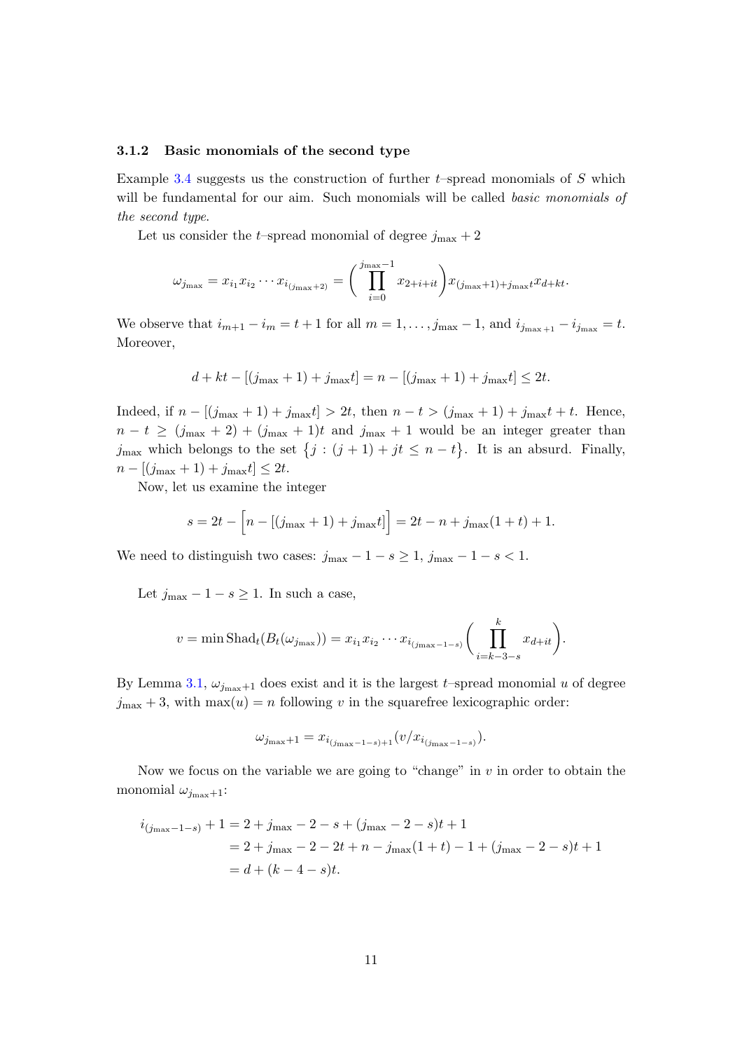### 3.1.2 Basic monomials of the second type

Example 3.4 suggests us the construction of further $t$–spread monomials of $S$ which will be fundamental for our aim. Such monomials will be called *basic monomials of the second type*.

Let us consider the $t$–spread monomial of degree $j_{\max}+2$

$$\omega_{j_{\max}} = x_{i_1}x_{i_2}\cdots x_{i_{(j_{\max}+2)}} = \Big(\prod_{i=0}^{j_{\max}-1} x_{2+i+it}\Big)x_{(j_{\max}+1)+j_{\max}t}x_{d+kt}.$$

We observe that $i_{m+1}-i_m = t+1$ for all $m=1,\dots,j_{\max}-1$, and $i_{j_{\max}+1}-i_{j_{\max}}=t$. Moreover,

$$d+kt-[(j_{\max}+1)+j_{\max}t] = n-[(j_{\max}+1)+j_{\max}t] \le 2t.$$

Indeed, if $n-[(j_{\max}+1)+j_{\max}t] > 2t$, then $n-t > (j_{\max}+1)+j_{\max}t+t$. Hence, $n-t \ge (j_{\max}+2)+(j_{\max}+1)t$ and $j_{\max}+1$ would be an integer greater than $j_{\max}$ which belongs to the set $\big\{j : (j+1)+jt \le n-t\big\}$. It is an absurd. Finally, $n-[(j_{\max}+1)+j_{\max}t] \le 2t$.

Now, let us examine the integer

$$s = 2t - \Big[n-[(j_{\max}+1)+j_{\max}t]\Big] = 2t-n+j_{\max}(1+t)+1.$$

We need to distinguish two cases: $j_{\max}-1-s \ge 1$, $j_{\max}-1-s < 1$.

Let $j_{\max}-1-s \ge 1$. In such a case,

$$v = \min \mathrm{Shad}_t(B_t(\omega_{j_{\max}})) = x_{i_1}x_{i_2}\cdots x_{i_{(j_{\max}-1-s)}}\Big(\prod_{i=k-3-s}^{k} x_{d+it}\Big).$$

By Lemma 3.1, $\omega_{j_{\max}+1}$ does exist and it is the largest $t$–spread monomial $u$ of degree $j_{\max}+3$, with $\max(u)=n$ following $v$ in the squarefree lexicographic order:

$$\omega_{j_{\max}+1} = x_{i_{(j_{\max}-1-s)}+1}(v/x_{i_{(j_{\max}-1-s)}}).$$

Now we focus on the variable we are going to "change" in $v$ in order to obtain the monomial $\omega_{j_{\max}+1}$:

$$\begin{aligned}
i_{(j_{\max}-1-s)}+1 &= 2+j_{\max}-2-s+(j_{\max}-2-s)t+1\\
&= 2+j_{\max}-2-2t+n-j_{\max}(1+t)-1+(j_{\max}-2-s)t+1\\
&= d+(k-4-s)t.
\end{aligned}$$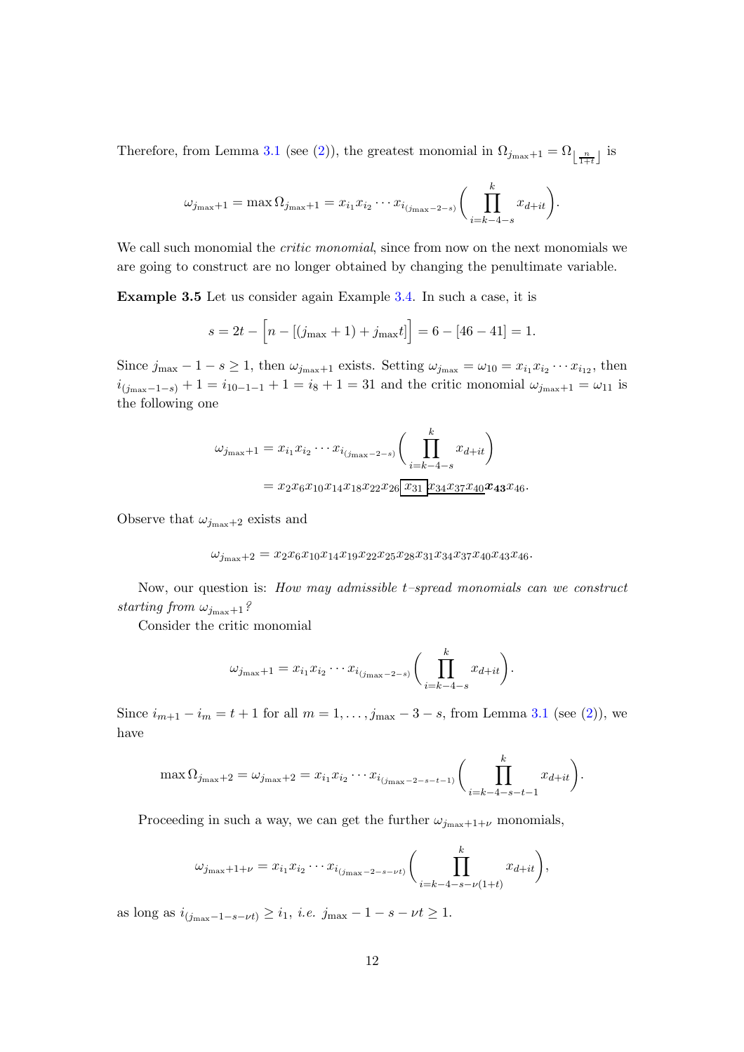Therefore, from Lemma 3.1 (see (2)), the greatest monomial in $\Omega_{j_{\max}+1} = \Omega_{\lfloor \frac{n}{1+t} \rfloor}$ is

$$\omega_{j_{\max}+1} = \max \Omega_{j_{\max}+1} = x_{i_1} x_{i_2} \cdots x_{i_{(j_{\max}-2-s)}} \Bigg( \prod_{i=k-4-s}^{k} x_{d+it} \Bigg).$$

We call such monomial the *critic monomial*, since from now on the next monomials we are going to construct are no longer obtained by changing the penultimate variable.

**Example 3.5** Let us consider again Example 3.4. In such a case, it is

$$s = 2t - \Big[ n - [(j_{\max}+1) + j_{\max} t] \Big] = 6 - [46 - 41] = 1.$$

Since $j_{\max} - 1 - s \geq 1$, then $\omega_{j_{\max}+1}$ exists. Setting $\omega_{j_{\max}} = \omega_{10} = x_{i_1} x_{i_2} \cdots x_{i_{12}}$, then $i_{(j_{\max}-1-s)} + 1 = i_{10-1-1} + 1 = i_8 + 1 = 31$ and the critic monomial $\omega_{j_{\max}+1} = \omega_{11}$ is the following one

$$\begin{aligned}
\omega_{j_{\max}+1} &= x_{i_1} x_{i_2} \cdots x_{i_{(j_{\max}-2-s)}} \Bigg( \prod_{i=k-4-s}^{k} x_{d+it} \Bigg) \\
&= x_2 x_6 x_{10} x_{14} x_{18} x_{22} x_{26} \boxed{x_{31}} \underline{x_{34} x_{37} x_{40}} \boldsymbol{x_{43}} x_{46}.
\end{aligned}$$

Observe that $\omega_{j_{\max}+2}$ exists and

$$\omega_{j_{\max}+2} = x_2 x_6 x_{10} x_{14} x_{19} x_{22} x_{25} x_{28} x_{31} x_{34} x_{37} x_{40} x_{43} x_{46}.$$

Now, our question is: *How may admissible $t$–spread monomials can we construct starting from $\omega_{j_{\max}+1}$?*

Consider the critic monomial

$$\omega_{j_{\max}+1} = x_{i_1} x_{i_2} \cdots x_{i_{(j_{\max}-2-s)}} \Bigg( \prod_{i=k-4-s}^{k} x_{d+it} \Bigg).$$

Since $i_{m+1} - i_m = t+1$ for all $m = 1, \ldots, j_{\max} - 3 - s$, from Lemma 3.1 (see (2)), we have

$$\max \Omega_{j_{\max}+2} = \omega_{j_{\max}+2} = x_{i_1} x_{i_2} \cdots x_{i_{(j_{\max}-2-s-t-1)}} \Bigg( \prod_{i=k-4-s-t-1}^{k} x_{d+it} \Bigg).$$

Proceeding in such a way, we can get the further $\omega_{j_{\max}+1+\nu}$ monomials,

$$\omega_{j_{\max}+1+\nu} = x_{i_1} x_{i_2} \cdots x_{i_{(j_{\max}-2-s-\nu t)}} \Bigg( \prod_{i=k-4-s-\nu(1+t)}^{k} x_{d+it} \Bigg),$$

as long as $i_{(j_{\max}-1-s-\nu t)} \geq i_1$, *i.e.* $j_{\max} - 1 - s - \nu t \geq 1$.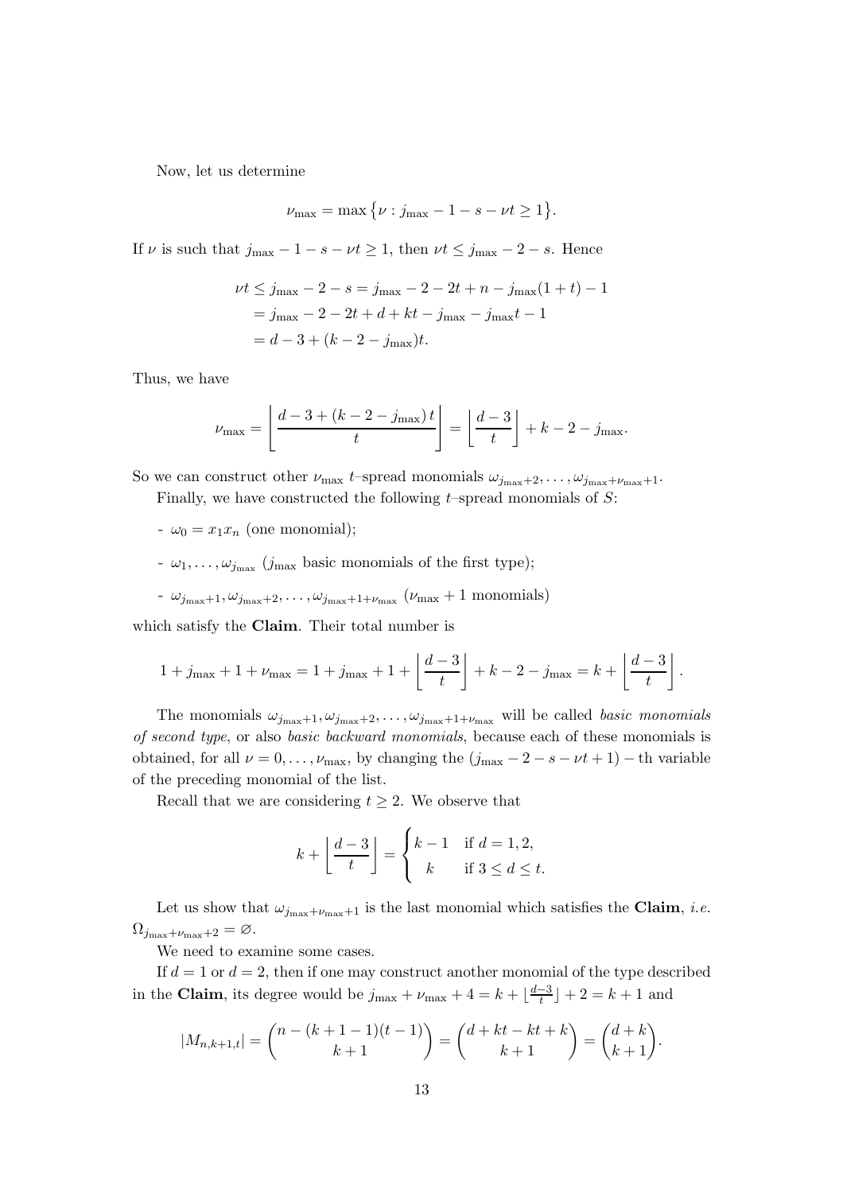Now, let us determine

$$\nu_{\max} = \max\big\{\nu : j_{\max} - 1 - s - \nu t \geq 1\big\}.$$

If $\nu$ is such that $j_{\max} - 1 - s - \nu t \geq 1$, then $\nu t \leq j_{\max} - 2 - s$. Hence

$$\begin{aligned}
\nu t \leq j_{\max} - 2 - s &= j_{\max} - 2 - 2t + n - j_{\max}(1+t) - 1 \\
&= j_{\max} - 2 - 2t + d + kt - j_{\max} - j_{\max}t - 1 \\
&= d - 3 + (k - 2 - j_{\max})t.
\end{aligned}$$

Thus, we have

$$\nu_{\max} = \left\lfloor \frac{d - 3 + (k - 2 - j_{\max})\,t}{t} \right\rfloor = \left\lfloor \frac{d-3}{t} \right\rfloor + k - 2 - j_{\max}.$$

So we can construct other $\nu_{\max}$ $t$–spread monomials $\omega_{j_{\max}+2}, \ldots, \omega_{j_{\max}+\nu_{\max}+1}$.

Finally, we have constructed the following $t$–spread monomials of $S$:

- $\omega_0 = x_1 x_n$ (one monomial);
- $\omega_1, \ldots, \omega_{j_{\max}}$ ($j_{\max}$ basic monomials of the first type);
- $\omega_{j_{\max}+1}, \omega_{j_{\max}+2}, \ldots, \omega_{j_{\max}+1+\nu_{\max}}$ ($\nu_{\max}+1$ monomials)

which satisfy the **Claim**. Their total number is

$$1 + j_{\max} + 1 + \nu_{\max} = 1 + j_{\max} + 1 + \left\lfloor \frac{d-3}{t} \right\rfloor + k - 2 - j_{\max} = k + \left\lfloor \frac{d-3}{t} \right\rfloor.$$

The monomials $\omega_{j_{\max}+1}, \omega_{j_{\max}+2}, \ldots, \omega_{j_{\max}+1+\nu_{\max}}$ will be called *basic monomials of second type*, or also *basic backward monomials*, because each of these monomials is obtained, for all $\nu = 0, \ldots, \nu_{\max}$, by changing the $(j_{\max} - 2 - s - \nu t + 1) -$ th variable of the preceding monomial of the list.

Recall that we are considering $t \geq 2$. We observe that

$$k + \left\lfloor \frac{d-3}{t} \right\rfloor = \begin{cases} k-1 & \text{if } d = 1, 2, \\ k & \text{if } 3 \leq d \leq t. \end{cases}$$

Let us show that $\omega_{j_{\max}+\nu_{\max}+1}$ is the last monomial which satisfies the **Claim**, *i.e.* $\Omega_{j_{\max}+\nu_{\max}+2} = \varnothing$.

We need to examine some cases.

If $d = 1$ or $d = 2$, then if one may construct another monomial of the type described in the **Claim**, its degree would be $j_{\max} + \nu_{\max} + 4 = k + \lfloor \frac{d-3}{t} \rfloor + 2 = k + 1$ and

$$|M_{n,k+1,t}| = \binom{n - (k+1-1)(t-1)}{k+1} = \binom{d + kt - kt + k}{k+1} = \binom{d+k}{k+1}.$$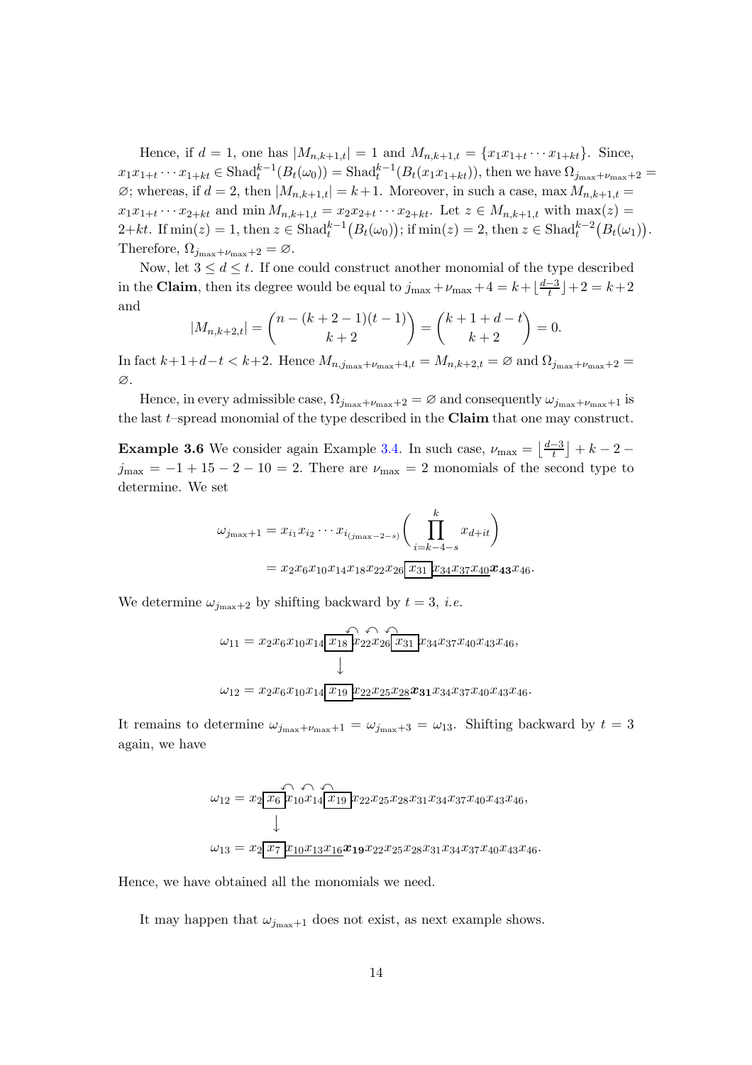Hence, if $d = 1$, one has $|M_{n,k+1,t}| = 1$ and $M_{n,k+1,t} = \{x_1 x_{1+t} \cdots x_{1+kt}\}$. Since, $x_1 x_{1+t} \cdots x_{1+kt} \in \mathrm{Shad}_t^{k-1}(B_t(\omega_0)) = \mathrm{Shad}_t^{k-1}(B_t(x_1 x_{1+kt}))$, then we have $\Omega_{j_{\max}+\nu_{\max}+2} = \varnothing$; whereas, if $d = 2$, then $|M_{n,k+1,t}| = k+1$. Moreover, in such a case, $\max M_{n,k+1,t} = x_1 x_{1+t} \cdots x_{2+kt}$ and $\min M_{n,k+1,t} = x_2 x_{2+t} \cdots x_{2+kt}$. Let $z \in M_{n,k+1,t}$ with $\max(z) = 2+kt$. If $\min(z) = 1$, then $z \in \mathrm{Shad}_t^{k-1}\big(B_t(\omega_0)\big)$; if $\min(z) = 2$, then $z \in \mathrm{Shad}_t^{k-2}\big(B_t(\omega_1)\big)$. Therefore, $\Omega_{j_{\max}+\nu_{\max}+2} = \varnothing$.

Now, let $3 \le d \le t$. If one could construct another monomial of the type described in the **Claim**, then its degree would be equal to $j_{\max}+\nu_{\max}+4 = k+\lfloor\frac{d-3}{t}\rfloor+2 = k+2$ and

$$|M_{n,k+2,t}| = \binom{n-(k+2-1)(t-1)}{k+2} = \binom{k+1+d-t}{k+2} = 0.$$

In fact $k+1+d-t < k+2$. Hence $M_{n,j_{\max}+\nu_{\max}+4,t} = M_{n,k+2,t} = \varnothing$ and $\Omega_{j_{\max}+\nu_{\max}+2} = \varnothing$.

Hence, in every admissible case, $\Omega_{j_{\max}+\nu_{\max}+2} = \varnothing$ and consequently $\omega_{j_{\max}+\nu_{\max}+1}$ is the last $t$–spread monomial of the type described in the **Claim** that one may construct.

**Example 3.6** We consider again Example 3.4. In such case, $\nu_{\max} = \left\lfloor\frac{d-3}{t}\right\rfloor + k - 2 - j_{\max} = -1 + 15 - 2 - 10 = 2$. There are $\nu_{\max} = 2$ monomials of the second type to determine. We set

$$\begin{aligned}\omega_{j_{\max}+1} &= x_{i_1} x_{i_2} \cdots x_{i_{(j_{\max}-2-s)}}\bigg(\prod_{i=k-4-s}^{k} x_{d+it}\bigg)\\ &= x_2x_6x_{10}x_{14}x_{18}x_{22}x_{26}\boxed{x_{31}}\underline{x_{34}x_{37}x_{40}}\boldsymbol{x_{43}}x_{46}.\end{aligned}$$

We determine $\omega_{j_{\max}+2}$ by shifting backward by $t = 3$, *i.e.*

$$\begin{aligned}\omega_{11} &= x_2x_6x_{10}x_{14}\boxed{x_{18}}x_{22}x_{26}\boxed{x_{31}}x_{34}x_{37}x_{40}x_{43}x_{46},\\ &\quad\downarrow\\ \omega_{12} &= x_2x_6x_{10}x_{14}\boxed{x_{19}}\underline{x_{22}x_{25}x_{28}}\boldsymbol{x_{31}}x_{34}x_{37}x_{40}x_{43}x_{46}.\end{aligned}$$

It remains to determine $\omega_{j_{\max}+\nu_{\max}+1} = \omega_{j_{\max}+3} = \omega_{13}$. Shifting backward by $t = 3$ again, we have

$$\begin{aligned}\omega_{12} &= x_2\boxed{x_6}x_{10}x_{14}\boxed{x_{19}}x_{22}x_{25}x_{28}x_{31}x_{34}x_{37}x_{40}x_{43}x_{46},\\ &\quad\downarrow\\ \omega_{13} &= x_2\boxed{x_7}\underline{x_{10}x_{13}x_{16}}\boldsymbol{x_{19}}x_{22}x_{25}x_{28}x_{31}x_{34}x_{37}x_{40}x_{43}x_{46}.\end{aligned}$$

Hence, we have obtained all the monomials we need.

It may happen that $\omega_{j_{\max}+1}$ does not exist, as next example shows.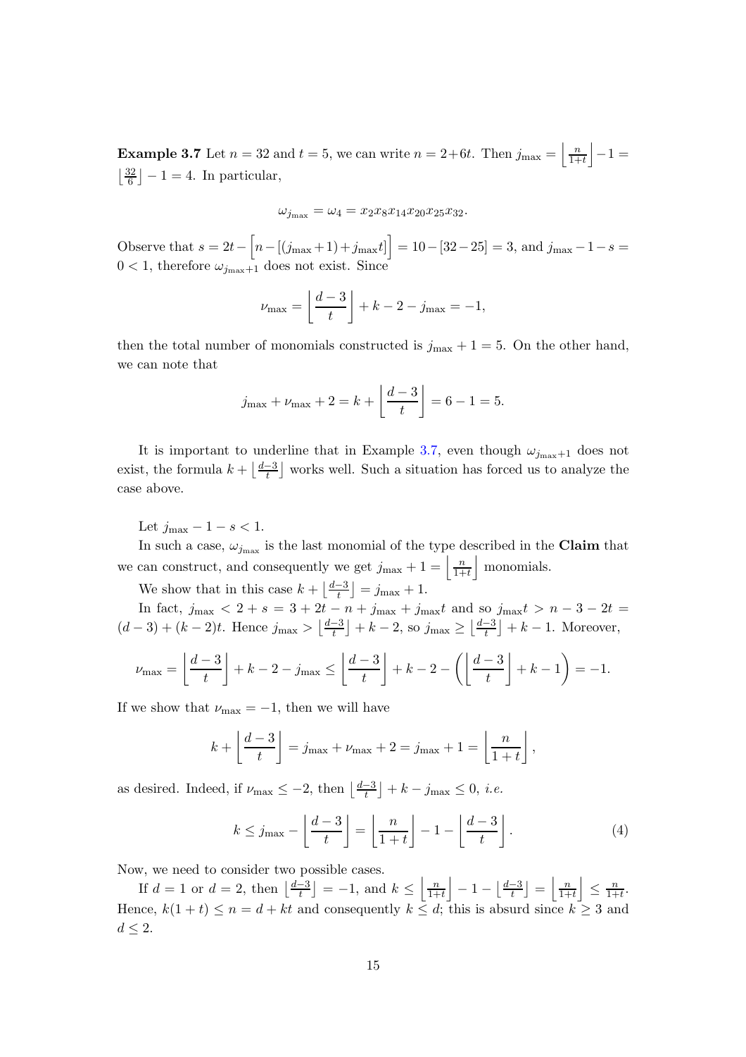**Example 3.7** Let $n = 32$ and $t = 5$, we can write $n = 2+6t$. Then $j_{\max} = \left\lfloor \frac{n}{1+t} \right\rfloor - 1 = \left\lfloor \frac{32}{6} \right\rfloor - 1 = 4$. In particular,

$$\omega_{j_{\max}} = \omega_4 = x_2 x_8 x_{14} x_{20} x_{25} x_{32}.$$

Observe that $s = 2t - \Big[n - [(j_{\max}+1) + j_{\max} t]\Big] = 10 - [32 - 25] = 3$, and $j_{\max} - 1 - s = 0 < 1$, therefore $\omega_{j_{\max}+1}$ does not exist. Since

$$\nu_{\max} = \left\lfloor \frac{d-3}{t} \right\rfloor + k - 2 - j_{\max} = -1,$$

then the total number of monomials constructed is $j_{\max} + 1 = 5$. On the other hand, we can note that

$$j_{\max} + \nu_{\max} + 2 = k + \left\lfloor \frac{d-3}{t} \right\rfloor = 6 - 1 = 5.$$

It is important to underline that in Example 3.7, even though $\omega_{j_{\max}+1}$ does not exist, the formula $k + \left\lfloor \frac{d-3}{t} \right\rfloor$ works well. Such a situation has forced us to analyze the case above.

Let $j_{\max} - 1 - s < 1$.

In such a case, $\omega_{j_{\max}}$ is the last monomial of the type described in the **Claim** that we can construct, and consequently we get $j_{\max} + 1 = \left\lfloor \frac{n}{1+t} \right\rfloor$ monomials.

We show that in this case $k + \left\lfloor \frac{d-3}{t} \right\rfloor = j_{\max} + 1$.

In fact, $j_{\max} < 2 + s = 3 + 2t - n + j_{\max} + j_{\max} t$ and so $j_{\max} t > n - 3 - 2t = (d-3) + (k-2)t$. Hence $j_{\max} > \left\lfloor \frac{d-3}{t} \right\rfloor + k - 2$, so $j_{\max} \geq \left\lfloor \frac{d-3}{t} \right\rfloor + k - 1$. Moreover,

$$\nu_{\max} = \left\lfloor \frac{d-3}{t} \right\rfloor + k - 2 - j_{\max} \leq \left\lfloor \frac{d-3}{t} \right\rfloor + k - 2 - \left( \left\lfloor \frac{d-3}{t} \right\rfloor + k - 1 \right) = -1.$$

If we show that $\nu_{\max} = -1$, then we will have

$$k + \left\lfloor \frac{d-3}{t} \right\rfloor = j_{\max} + \nu_{\max} + 2 = j_{\max} + 1 = \left\lfloor \frac{n}{1+t} \right\rfloor,$$

as desired. Indeed, if $\nu_{\max} \leq -2$, then $\left\lfloor \frac{d-3}{t} \right\rfloor + k - j_{\max} \leq 0$, *i.e.*

$$k \leq j_{\max} - \left\lfloor \frac{d-3}{t} \right\rfloor = \left\lfloor \frac{n}{1+t} \right\rfloor - 1 - \left\lfloor \frac{d-3}{t} \right\rfloor. \tag{4}$$

Now, we need to consider two possible cases.

If $d = 1$ or $d = 2$, then $\left\lfloor \frac{d-3}{t} \right\rfloor = -1$, and $k \leq \left\lfloor \frac{n}{1+t} \right\rfloor - 1 - \left\lfloor \frac{d-3}{t} \right\rfloor = \left\lfloor \frac{n}{1+t} \right\rfloor \leq \frac{n}{1+t}$. Hence, $k(1+t) \leq n = d + kt$ and consequently $k \leq d$; this is absurd since $k \geq 3$ and $d \leq 2$.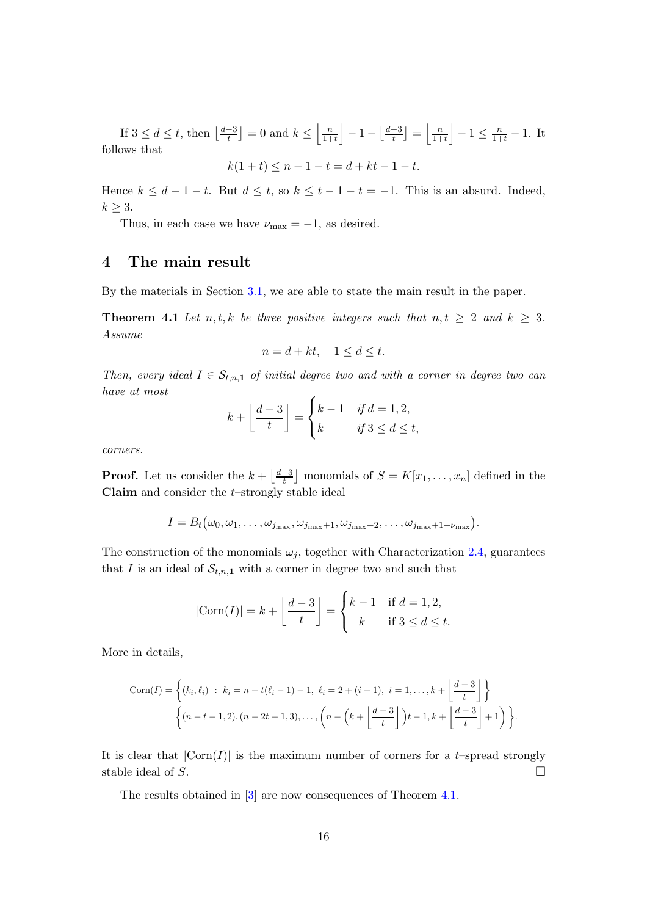If $3 \le d \le t$, then $\left\lfloor \frac{d-3}{t} \right\rfloor = 0$ and $k \le \left\lfloor \frac{n}{1+t} \right\rfloor - 1 - \left\lfloor \frac{d-3}{t} \right\rfloor = \left\lfloor \frac{n}{1+t} \right\rfloor - 1 \le \frac{n}{1+t} - 1$. It follows that

$$k(1+t) \le n - 1 - t = d + kt - 1 - t.$$

Hence $k \le d - 1 - t$. But $d \le t$, so $k \le t - 1 - t = -1$. This is an absurd. Indeed, $k \ge 3$.

Thus, in each case we have $\nu_{\max} = -1$, as desired.

## 4 The main result

By the materials in Section 3.1, we are able to state the main result in the paper.

**Theorem 4.1** *Let $n, t, k$ be three positive integers such that $n, t \ge 2$ and $k \ge 3$. Assume*

$$n = d + kt, \quad 1 \le d \le t.$$

*Then, every ideal $I \in \mathcal{S}_{t,n,\mathbf{1}}$ of initial degree two and with a corner in degree two can have at most*

$$k + \left\lfloor \frac{d-3}{t} \right\rfloor = \begin{cases} k-1 & \text{if } d = 1, 2, \\ k & \text{if } 3 \le d \le t, \end{cases}$$

*corners.*

**Proof.** Let us consider the $k + \left\lfloor \frac{d-3}{t} \right\rfloor$ monomials of $S = K[x_1, \ldots, x_n]$ defined in the **Claim** and consider the $t$–strongly stable ideal

$$I = B_t\big(\omega_0, \omega_1, \ldots, \omega_{j_{\max}}, \omega_{j_{\max}+1}, \omega_{j_{\max}+2}, \ldots, \omega_{j_{\max}+1+\nu_{\max}}\big).$$

The construction of the monomials $\omega_j$, together with Characterization 2.4, guarantees that $I$ is an ideal of $\mathcal{S}_{t,n,\mathbf{1}}$ with a corner in degree two and such that

$$|\mathrm{Corn}(I)| = k + \left\lfloor \frac{d-3}{t} \right\rfloor = \begin{cases} k-1 & \text{if } d = 1, 2, \\ k & \text{if } 3 \le d \le t. \end{cases}$$

More in details,

$$\begin{aligned} \mathrm{Corn}(I) &= \left\{ (k_i, \ell_i) \ : \ k_i = n - t(\ell_i - 1) - 1, \ \ell_i = 2 + (i-1), \ i = 1, \ldots, k + \left\lfloor \frac{d-3}{t} \right\rfloor \right\} \\ &= \left\{ (n-t-1, 2), (n-2t-1, 3), \ldots, \left( n - \left( k + \left\lfloor \frac{d-3}{t} \right\rfloor \right) t - 1, k + \left\lfloor \frac{d-3}{t} \right\rfloor + 1 \right) \right\}. \end{aligned}$$

It is clear that $|\mathrm{Corn}(I)|$ is the maximum number of corners for a $t$–spread strongly stable ideal of $S$. $\square$

The results obtained in [3] are now consequences of Theorem 4.1.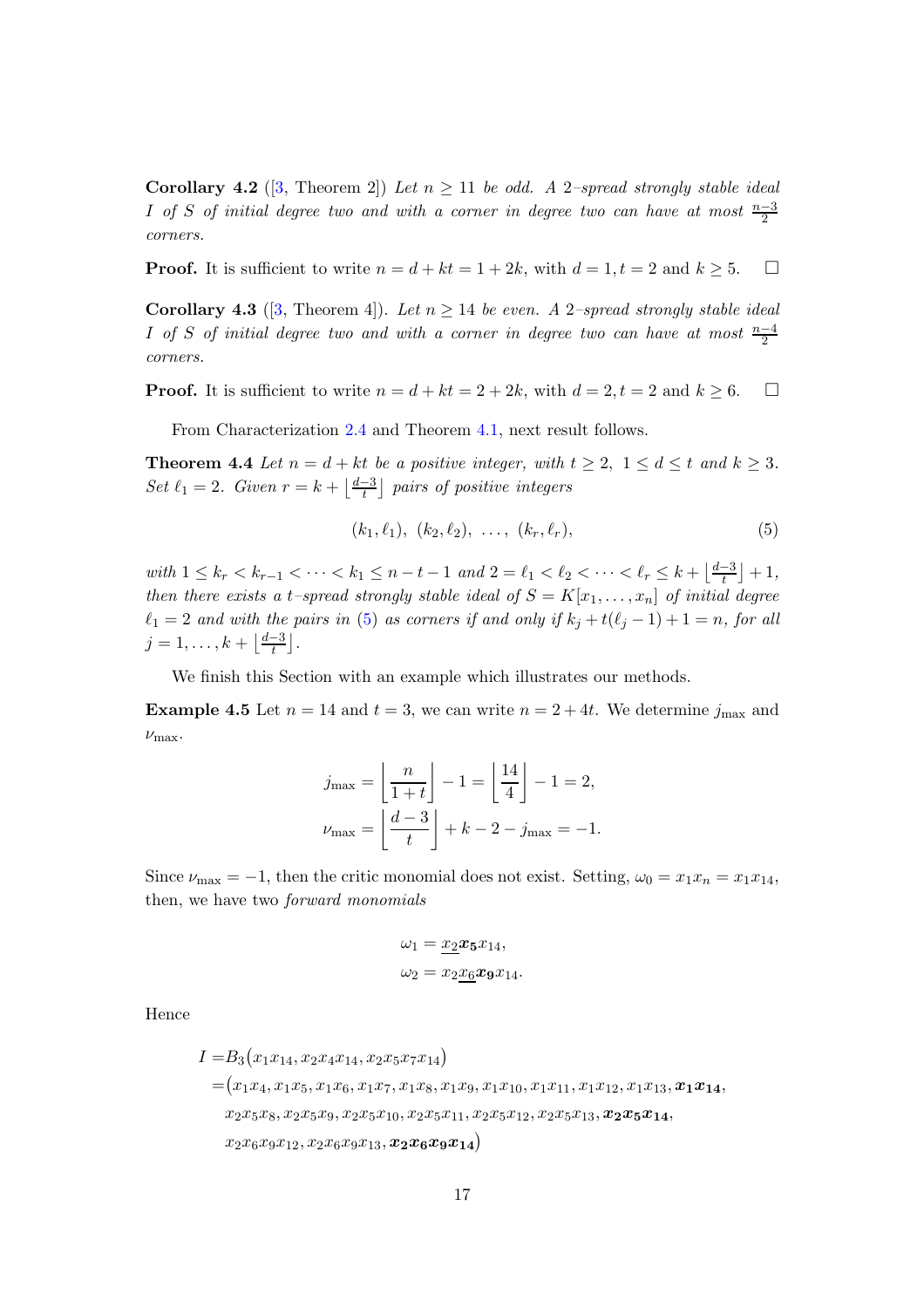**Corollary 4.2** ([3, Theorem 2]) *Let $n \geq 11$ be odd. A 2–spread strongly stable ideal $I$ of $S$ of initial degree two and with a corner in degree two can have at most $\frac{n-3}{2}$ corners.*

**Proof.** It is sufficient to write $n = d + kt = 1 + 2k$, with $d = 1, t = 2$ and $k \geq 5$. $\square$

**Corollary 4.3** ([3, Theorem 4]). *Let $n \geq 14$ be even. A 2–spread strongly stable ideal $I$ of $S$ of initial degree two and with a corner in degree two can have at most $\frac{n-4}{2}$ corners.*

**Proof.** It is sufficient to write $n = d + kt = 2 + 2k$, with $d = 2, t = 2$ and $k \geq 6$. $\square$

From Characterization 2.4 and Theorem 4.1, next result follows.

**Theorem 4.4** *Let $n = d + kt$ be a positive integer, with $t \geq 2$, $1 \leq d \leq t$ and $k \geq 3$. Set $\ell_1 = 2$. Given $r = k + \left\lfloor \frac{d-3}{t} \right\rfloor$ pairs of positive integers*

$$(k_1, \ell_1),\ (k_2, \ell_2),\ \ldots,\ (k_r, \ell_r), \tag{5}$$

*with $1 \leq k_r < k_{r-1} < \cdots < k_1 \leq n - t - 1$ and $2 = \ell_1 < \ell_2 < \cdots < \ell_r \leq k + \left\lfloor \frac{d-3}{t} \right\rfloor + 1$, then there exists a $t$–spread strongly stable ideal of $S = K[x_1, \ldots, x_n]$ of initial degree $\ell_1 = 2$ and with the pairs in (5) as corners if and only if $k_j + t(\ell_j - 1) + 1 = n$, for all $j = 1, \ldots, k + \left\lfloor \frac{d-3}{t} \right\rfloor$.*

We finish this Section with an example which illustrates our methods.

**Example 4.5** Let $n = 14$ and $t = 3$, we can write $n = 2 + 4t$. We determine $j_{\max}$ and $\nu_{\max}$.

$$j_{\max} = \left\lfloor \frac{n}{1+t} \right\rfloor - 1 = \left\lfloor \frac{14}{4} \right\rfloor - 1 = 2,$$
$$\nu_{\max} = \left\lfloor \frac{d-3}{t} \right\rfloor + k - 2 - j_{\max} = -1.$$

Since $\nu_{\max} = -1$, then the critic monomial does not exist. Setting, $\omega_0 = x_1 x_n = x_1 x_{14}$, then, we have two *forward monomials*

$$\omega_1 = \underline{x_2}\boldsymbol{x_5} x_{14},$$
$$\omega_2 = x_2 \underline{x_6}\boldsymbol{x_9} x_{14}.$$

Hence

$$\begin{aligned}
I = & B_3\big(x_1x_{14}, x_2x_4x_{14}, x_2x_5x_7x_{14}\big) \\
= & \big(x_1x_4, x_1x_5, x_1x_6, x_1x_7, x_1x_8, x_1x_9, x_1x_{10}, x_1x_{11}, x_1x_{12}, x_1x_{13}, \boldsymbol{x_1x_{14}}, \\
& x_2x_5x_8, x_2x_5x_9, x_2x_5x_{10}, x_2x_5x_{11}, x_2x_5x_{12}, x_2x_5x_{13}, \boldsymbol{x_2x_5x_{14}}, \\
& x_2x_6x_9x_{12}, x_2x_6x_9x_{13}, \boldsymbol{x_2x_6x_9x_{14}}\big)
\end{aligned}$$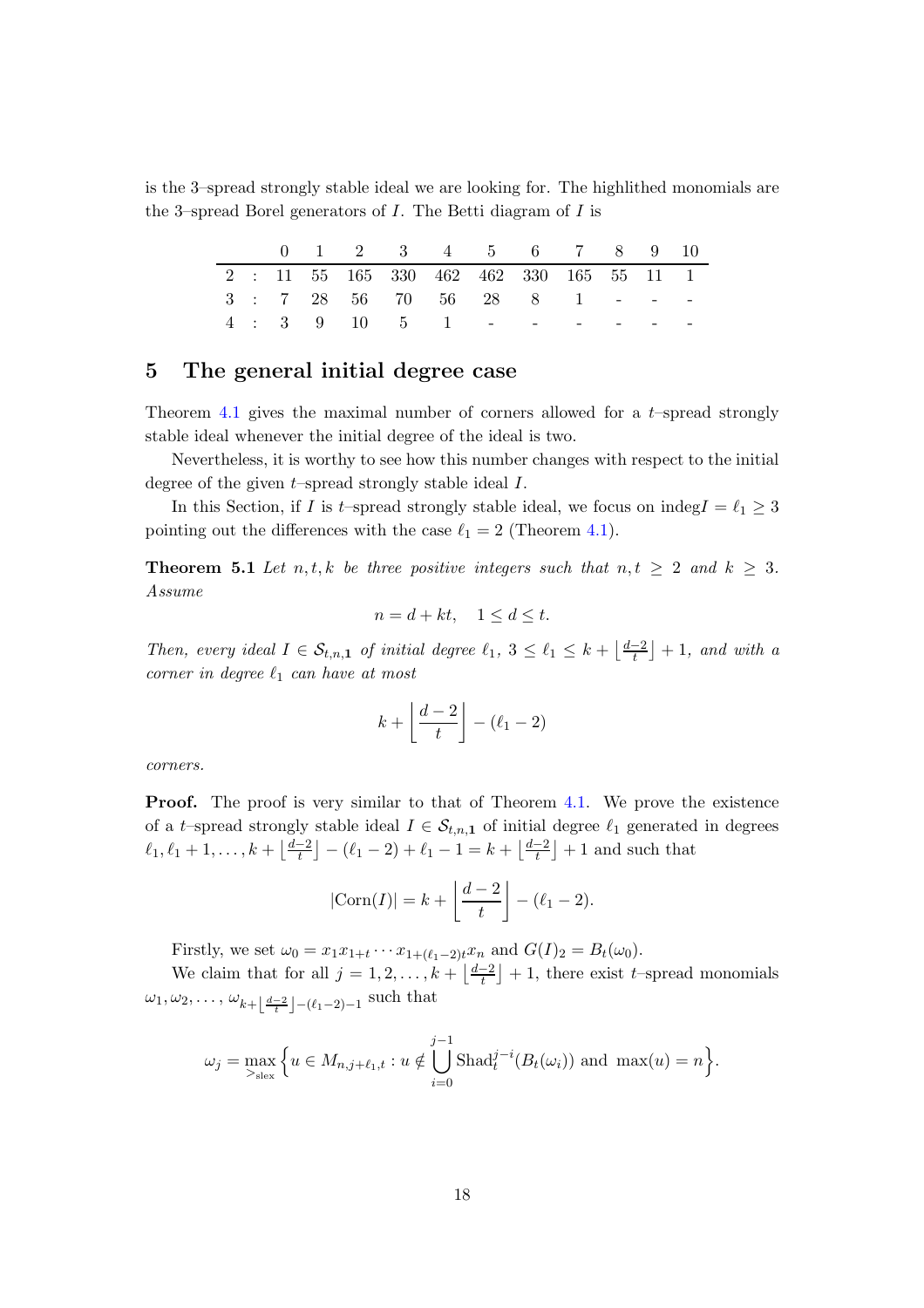is the 3–spread strongly stable ideal we are looking for. The highlithed monomials are the 3–spread Borel generators of $I$. The Betti diagram of $I$ is

| | | 0 | 1 | 2 | 3 | 4 | 5 | 6 | 7 | 8 | 9 | 10 |
|---|---|---|---|---|---|---|---|---|---|---|---|---|
| 2 | : | 11 | 55 | 165 | 330 | 462 | 462 | 330 | 165 | 55 | 11 | 1 |
| 3 | : | 7 | 28 | 56 | 70 | 56 | 28 | 8 | 1 | - | - | - |
| 4 | : | 3 | 9 | 10 | 5 | 1 | - | - | - | - | - | - |

## 5 The general initial degree case

Theorem 4.1 gives the maximal number of corners allowed for a $t$–spread strongly stable ideal whenever the initial degree of the ideal is two.

Nevertheless, it is worthy to see how this number changes with respect to the initial degree of the given $t$–spread strongly stable ideal $I$.

In this Section, if $I$ is $t$–spread strongly stable ideal, we focus on $\text{indeg} I = \ell_1 \geq 3$ pointing out the differences with the case $\ell_1 = 2$ (Theorem 4.1).

**Theorem 5.1** *Let $n, t, k$ be three positive integers such that $n, t \geq 2$ and $k \geq 3$. Assume*

$$n = d + kt, \quad 1 \leq d \leq t.$$

*Then, every ideal $I \in \mathcal{S}_{t,n,\mathbf{1}}$ of initial degree $\ell_1$, $3 \leq \ell_1 \leq k + \left\lfloor \frac{d-2}{t} \right\rfloor + 1$, and with a corner in degree $\ell_1$ can have at most*

$$k + \left\lfloor \frac{d-2}{t} \right\rfloor - (\ell_1 - 2)$$

*corners.*

**Proof.** The proof is very similar to that of Theorem 4.1. We prove the existence of a $t$–spread strongly stable ideal $I \in \mathcal{S}_{t,n,\mathbf{1}}$ of initial degree $\ell_1$ generated in degrees $\ell_1, \ell_1 + 1, \ldots, k + \left\lfloor \frac{d-2}{t} \right\rfloor - (\ell_1 - 2) + \ell_1 - 1 = k + \left\lfloor \frac{d-2}{t} \right\rfloor + 1$ and such that

$$|\text{Corn}(I)| = k + \left\lfloor \frac{d-2}{t} \right\rfloor - (\ell_1 - 2).$$

Firstly, we set $\omega_0 = x_1 x_{1+t} \cdots x_{1+(\ell_1-2)t} x_n$ and $G(I)_2 = B_t(\omega_0)$.

We claim that for all $j = 1, 2, \ldots, k + \left\lfloor \frac{d-2}{t} \right\rfloor + 1$, there exist $t$–spread monomials $\omega_1, \omega_2, \ldots, \omega_{k+\left\lfloor \frac{d-2}{t} \right\rfloor - (\ell_1-2)-1}$ such that

$$\omega_j = \max_{>_{\text{slex}}} \Big\{ u \in M_{n,j+\ell_1,t} : u \notin \bigcup_{i=0}^{j-1} \text{Shad}_t^{j-i}(B_t(\omega_i)) \text{ and } \max(u) = n \Big\}.$$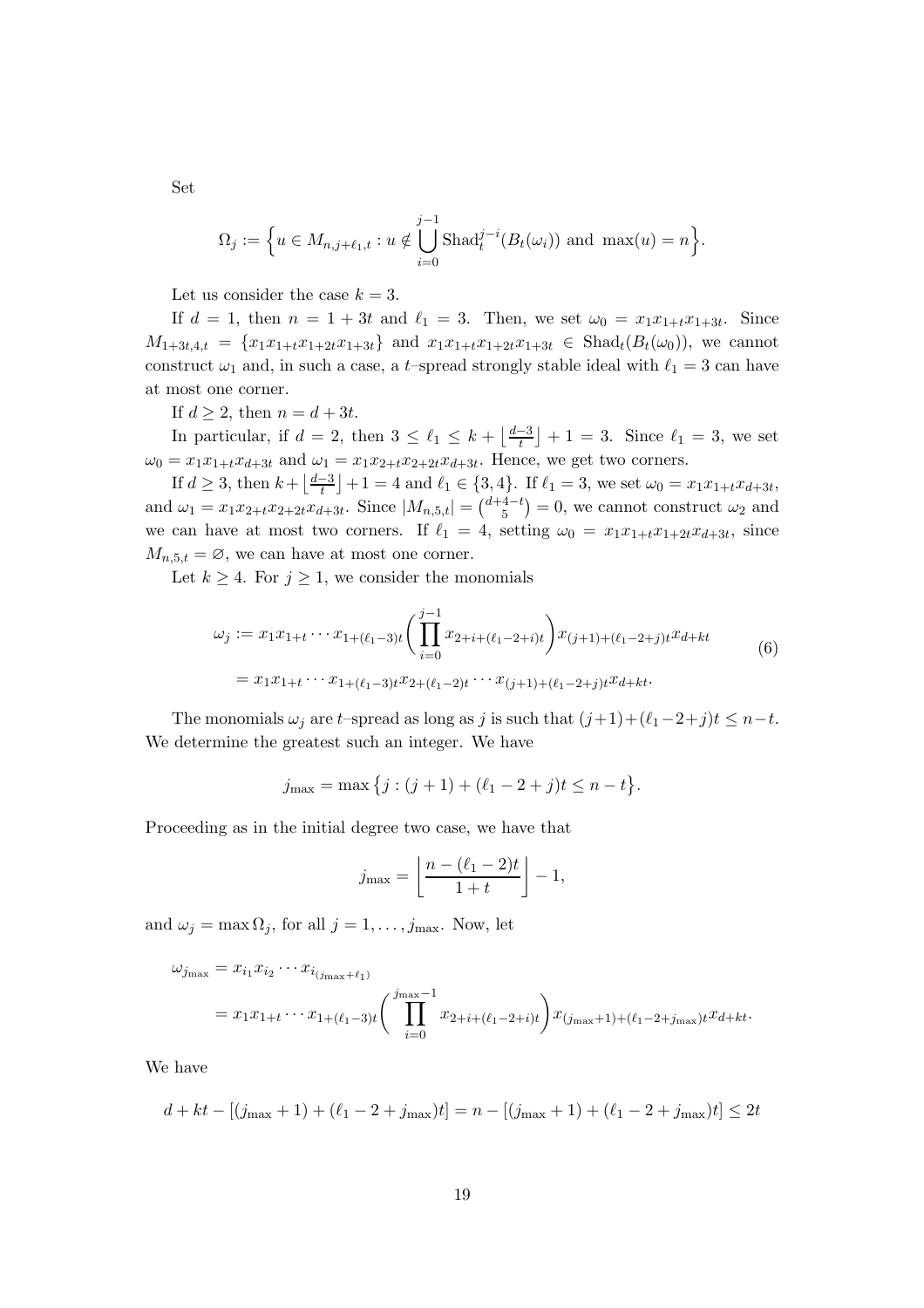Set

$$\Omega_j := \Big\{ u \in M_{n,j+\ell_1,t} : u \notin \bigcup_{i=0}^{j-1} \mathrm{Shad}_t^{j-i}(B_t(\omega_i)) \text{ and } \max(u) = n \Big\}.$$

Let us consider the case $k = 3$.

If $d = 1$, then $n = 1 + 3t$ and $\ell_1 = 3$. Then, we set $\omega_0 = x_1 x_{1+t} x_{1+3t}$. Since $M_{1+3t,4,t} = \{x_1 x_{1+t} x_{1+2t} x_{1+3t}\}$ and $x_1 x_{1+t} x_{1+2t} x_{1+3t} \in \mathrm{Shad}_t(B_t(\omega_0))$, we cannot construct $\omega_1$ and, in such a case, a $t$–spread strongly stable ideal with $\ell_1 = 3$ can have at most one corner.

If $d \geq 2$, then $n = d + 3t$.

In particular, if $d = 2$, then $3 \leq \ell_1 \leq k + \left\lfloor \frac{d-3}{t} \right\rfloor + 1 = 3$. Since $\ell_1 = 3$, we set $\omega_0 = x_1 x_{1+t} x_{d+3t}$ and $\omega_1 = x_1 x_{2+t} x_{2+2t} x_{d+3t}$. Hence, we get two corners.

If $d \geq 3$, then $k + \left\lfloor \frac{d-3}{t} \right\rfloor + 1 = 4$ and $\ell_1 \in \{3, 4\}$. If $\ell_1 = 3$, we set $\omega_0 = x_1 x_{1+t} x_{d+3t}$, and $\omega_1 = x_1 x_{2+t} x_{2+2t} x_{d+3t}$. Since $|M_{n,5,t}| = \binom{d+4-t}{5} = 0$, we cannot construct $\omega_2$ and we can have at most two corners. If $\ell_1 = 4$, setting $\omega_0 = x_1 x_{1+t} x_{1+2t} x_{d+3t}$, since $M_{n,5,t} = \varnothing$, we can have at most one corner.

Let $k \geq 4$. For $j \geq 1$, we consider the monomials

$$\begin{aligned}
\omega_j &:= x_1 x_{1+t} \cdots x_{1+(\ell_1-3)t} \Big( \prod_{i=0}^{j-1} x_{2+i+(\ell_1-2+i)t} \Big) x_{(j+1)+(\ell_1-2+j)t} x_{d+kt} \\
&= x_1 x_{1+t} \cdots x_{1+(\ell_1-3)t} x_{2+(\ell_1-2)t} \cdots x_{(j+1)+(\ell_1-2+j)t} x_{d+kt}.
\end{aligned} \tag{6}$$

The monomials $\omega_j$ are $t$–spread as long as $j$ is such that $(j+1)+(\ell_1-2+j)t \leq n-t$. We determine the greatest such an integer. We have

$$j_{\max} = \max\big\{ j : (j+1) + (\ell_1 - 2 + j)t \leq n - t \big\}.$$

Proceeding as in the initial degree two case, we have that

$$j_{\max} = \left\lfloor \frac{n - (\ell_1 - 2)t}{1+t} \right\rfloor - 1,$$

and $\omega_j = \max \Omega_j$, for all $j = 1, \ldots, j_{\max}$. Now, let

$$\begin{aligned}
\omega_{j_{\max}} &= x_{i_1} x_{i_2} \cdots x_{i_{(j_{\max}+\ell_1)}} \\
&= x_1 x_{1+t} \cdots x_{1+(\ell_1-3)t} \Big( \prod_{i=0}^{j_{\max}-1} x_{2+i+(\ell_1-2+i)t} \Big) x_{(j_{\max}+1)+(\ell_1-2+j_{\max})t} x_{d+kt}.
\end{aligned}$$

We have

$$d + kt - [(j_{\max}+1) + (\ell_1 - 2 + j_{\max})t] = n - [(j_{\max}+1) + (\ell_1 - 2 + j_{\max})t] \leq 2t$$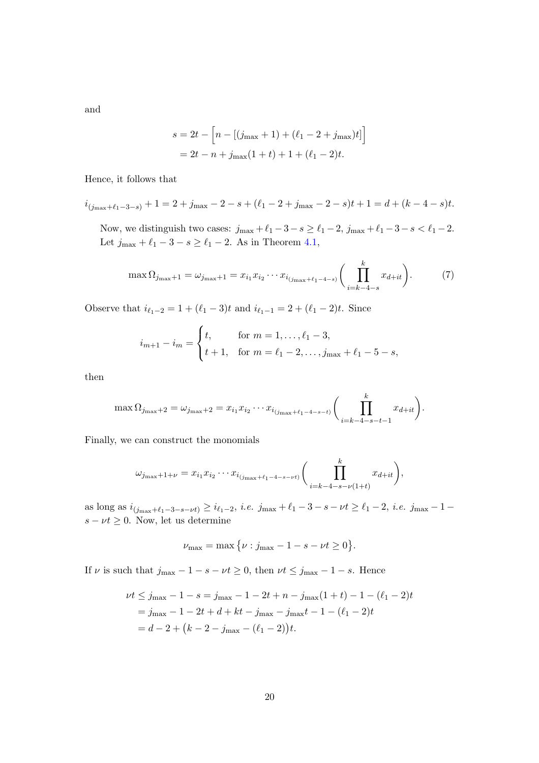and

$$
\begin{aligned}
s &= 2t - \Big[n - [(j_{\max}+1) + (\ell_1 - 2 + j_{\max})t]\Big] \\
&= 2t - n + j_{\max}(1+t) + 1 + (\ell_1 - 2)t.
\end{aligned}
$$

Hence, it follows that

$$
i_{(j_{\max}+\ell_1-3-s)} + 1 = 2 + j_{\max} - 2 - s + (\ell_1 - 2 + j_{\max} - 2 - s)t + 1 = d + (k - 4 - s)t.
$$

Now, we distinguish two cases: $j_{\max} + \ell_1 - 3 - s \geq \ell_1 - 2$, $j_{\max} + \ell_1 - 3 - s < \ell_1 - 2$. Let $j_{\max} + \ell_1 - 3 - s \geq \ell_1 - 2$. As in Theorem 4.1,

$$
\max \Omega_{j_{\max}+1} = \omega_{j_{\max}+1} = x_{i_1} x_{i_2} \cdots x_{i_{(j_{\max}+\ell_1-4-s)}} \bigg( \prod_{i=k-4-s}^{k} x_{d+it} \bigg). \tag{7}
$$

Observe that $i_{\ell_1-2} = 1 + (\ell_1 - 3)t$ and $i_{\ell_1-1} = 2 + (\ell_1 - 2)t$. Since

$$
i_{m+1} - i_m = \begin{cases} t, & \text{for } m = 1, \ldots, \ell_1 - 3, \\ t+1, & \text{for } m = \ell_1 - 2, \ldots, j_{\max} + \ell_1 - 5 - s, \end{cases}
$$

then

$$
\max \Omega_{j_{\max}+2} = \omega_{j_{\max}+2} = x_{i_1} x_{i_2} \cdots x_{i_{(j_{\max}+\ell_1-4-s-t)}} \bigg( \prod_{i=k-4-s-t-1}^{k} x_{d+it} \bigg).
$$

Finally, we can construct the monomials

$$
\omega_{j_{\max}+1+\nu} = x_{i_1} x_{i_2} \cdots x_{i_{(j_{\max}+\ell_1-4-s-\nu t)}} \bigg( \prod_{i=k-4-s-\nu(1+t)}^{k} x_{d+it} \bigg),
$$

as long as $i_{(j_{\max}+\ell_1-3-s-\nu t)} \geq i_{\ell_1-2}$, *i.e.* $j_{\max} + \ell_1 - 3 - s - \nu t \geq \ell_1 - 2$, *i.e.* $j_{\max} - 1 - s - \nu t \geq 0$. Now, let us determine

$$
\nu_{\max} = \max \big\{ \nu : j_{\max} - 1 - s - \nu t \geq 0 \big\}.
$$

If $\nu$ is such that $j_{\max} - 1 - s - \nu t \geq 0$, then $\nu t \leq j_{\max} - 1 - s$. Hence

$$
\begin{aligned}
\nu t \leq j_{\max} - 1 - s &= j_{\max} - 1 - 2t + n - j_{\max}(1+t) - 1 - (\ell_1 - 2)t \\
&= j_{\max} - 1 - 2t + d + kt - j_{\max} - j_{\max}t - 1 - (\ell_1 - 2)t \\
&= d - 2 + \big(k - 2 - j_{\max} - (\ell_1 - 2)\big)t.
\end{aligned}
$$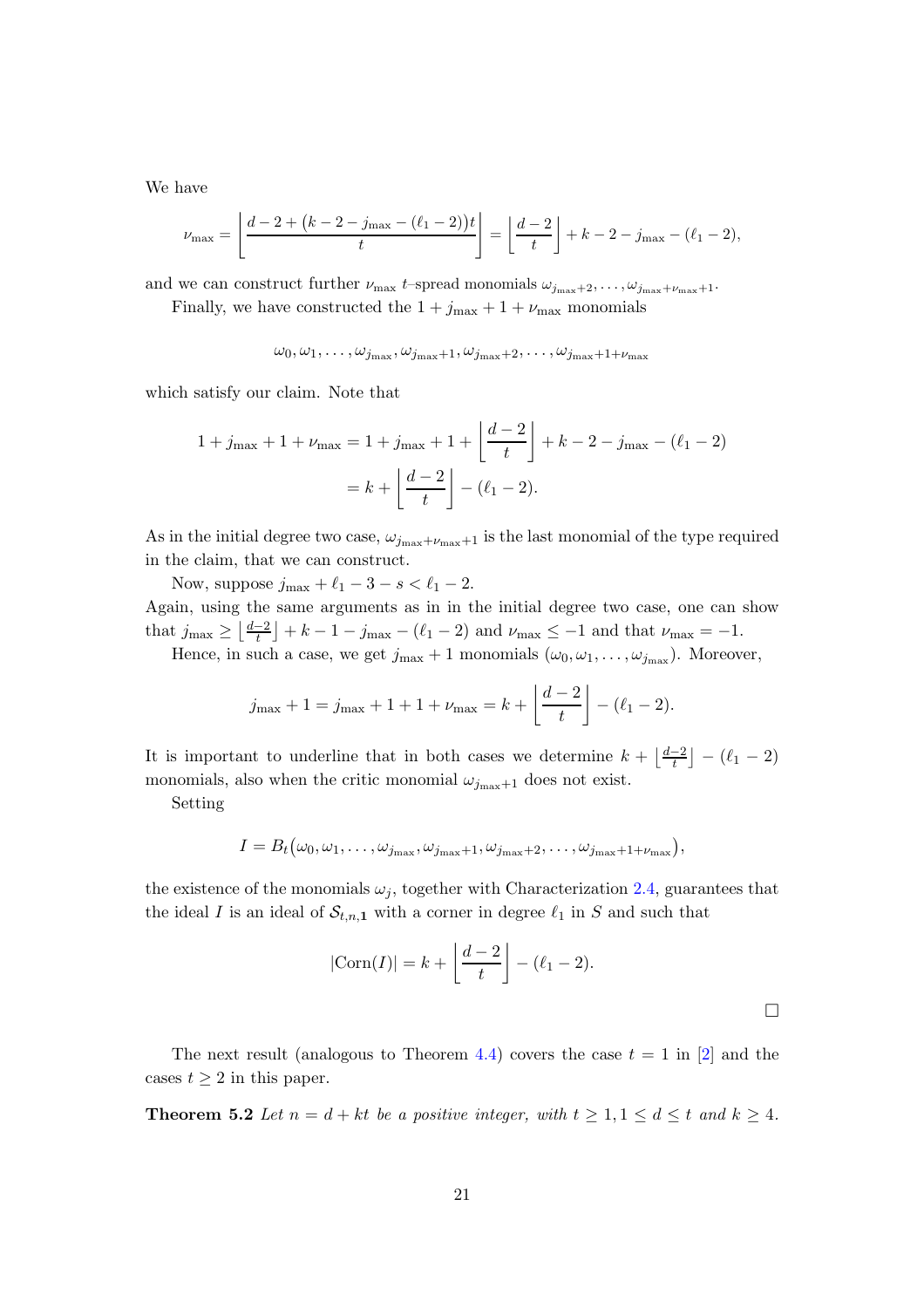We have

$$\nu_{\max} = \left\lfloor \frac{d-2+\big(k-2-j_{\max}-(\ell_1-2)\big)t}{t} \right\rfloor = \left\lfloor \frac{d-2}{t} \right\rfloor + k-2-j_{\max}-(\ell_1-2),$$

and we can construct further $\nu_{\max}$ $t$–spread monomials $\omega_{j_{\max}+2},\dots,\omega_{j_{\max}+\nu_{\max}+1}$.

Finally, we have constructed the $1+j_{\max}+1+\nu_{\max}$ monomials

$$\omega_0,\omega_1,\dots,\omega_{j_{\max}},\omega_{j_{\max}+1},\omega_{j_{\max}+2},\dots,\omega_{j_{\max}+1+\nu_{\max}}$$

which satisfy our claim. Note that

$$\begin{aligned}1+j_{\max}+1+\nu_{\max} &= 1+j_{\max}+1+\left\lfloor \frac{d-2}{t} \right\rfloor + k-2-j_{\max}-(\ell_1-2)\\ &= k+\left\lfloor \frac{d-2}{t} \right\rfloor-(\ell_1-2).\end{aligned}$$

As in the initial degree two case, $\omega_{j_{\max}+\nu_{\max}+1}$ is the last monomial of the type required in the claim, that we can construct.

Now, suppose $j_{\max}+\ell_1-3-s<\ell_1-2$.

Again, using the same arguments as in in the initial degree two case, one can show that $j_{\max} \geq \left\lfloor \frac{d-2}{t} \right\rfloor + k-1-j_{\max}-(\ell_1-2)$ and $\nu_{\max}\leq -1$ and that $\nu_{\max}=-1$.

Hence, in such a case, we get $j_{\max}+1$ monomials $(\omega_0,\omega_1,\dots,\omega_{j_{\max}})$. Moreover,

$$j_{\max}+1 = j_{\max}+1+1+\nu_{\max} = k+\left\lfloor \frac{d-2}{t} \right\rfloor-(\ell_1-2).$$

It is important to underline that in both cases we determine $k+\left\lfloor \frac{d-2}{t} \right\rfloor-(\ell_1-2)$ monomials, also when the critic monomial $\omega_{j_{\max}+1}$ does not exist.

Setting

$$I = B_t\big(\omega_0,\omega_1,\dots,\omega_{j_{\max}},\omega_{j_{\max}+1},\omega_{j_{\max}+2},\dots,\omega_{j_{\max}+1+\nu_{\max}}\big),$$

the existence of the monomials $\omega_j$, together with Characterization 2.4, guarantees that the ideal $I$ is an ideal of $\mathcal{S}_{t,n,\mathbf{1}}$ with a corner in degree $\ell_1$ in $S$ and such that

$$|\mathrm{Corn}(I)| = k+\left\lfloor \frac{d-2}{t} \right\rfloor-(\ell_1-2).$$

□

The next result (analogous to Theorem 4.4) covers the case $t=1$ in [2] and the cases $t\geq 2$ in this paper.

**Theorem 5.2** *Let $n=d+kt$ be a positive integer, with $t\geq 1, 1\leq d\leq t$ and $k\geq 4$.*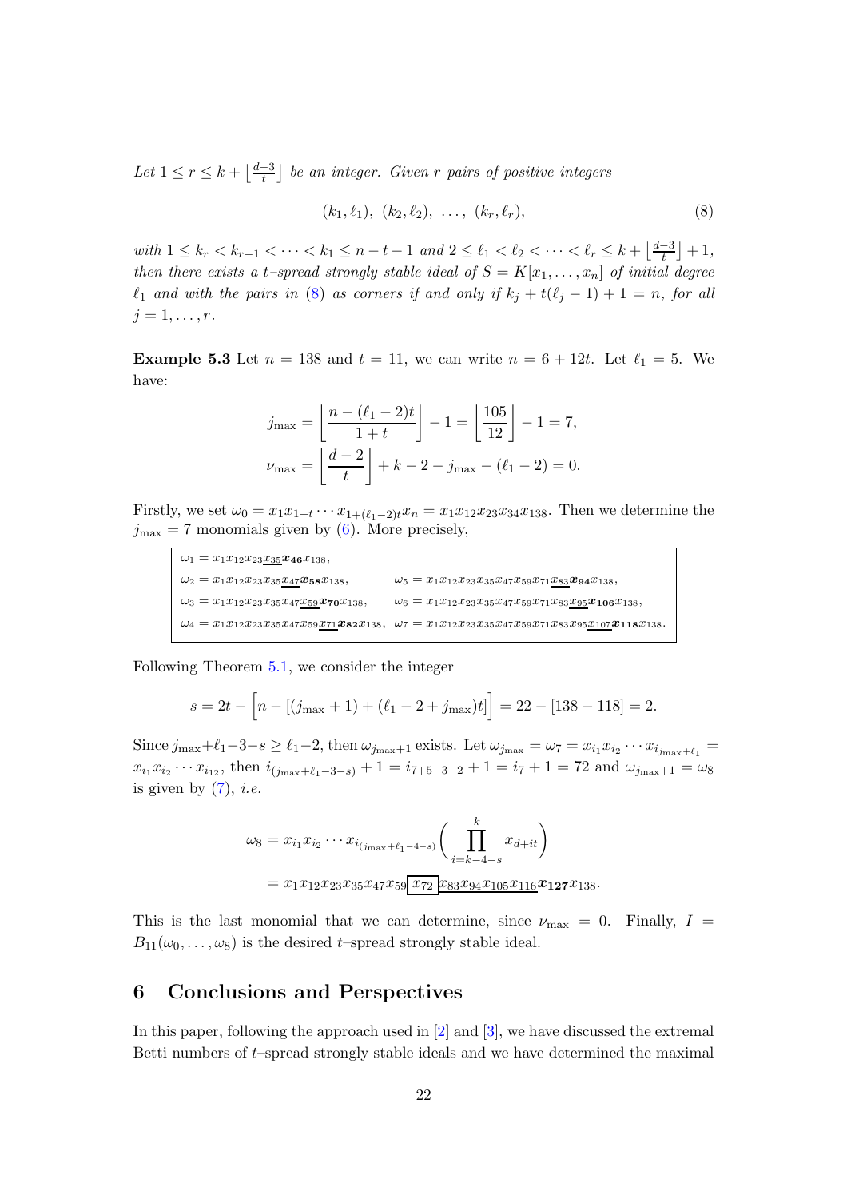*Let $1 \le r \le k + \left\lfloor \frac{d-3}{t} \right\rfloor$ be an integer. Given $r$ pairs of positive integers*

$$(k_1, \ell_1),\ (k_2, \ell_2),\ \ldots,\ (k_r, \ell_r), \tag{8}$$

*with $1 \le k_r < k_{r-1} < \cdots < k_1 \le n - t - 1$ and $2 \le \ell_1 < \ell_2 < \cdots < \ell_r \le k + \left\lfloor \frac{d-3}{t} \right\rfloor + 1$, then there exists a $t$–spread strongly stable ideal of $S = K[x_1, \ldots, x_n]$ of initial degree $\ell_1$ and with the pairs in (8) as corners if and only if $k_j + t(\ell_j - 1) + 1 = n$, for all $j = 1, \ldots, r$.*

**Example 5.3** Let $n = 138$ and $t = 11$, we can write $n = 6 + 12t$. Let $\ell_1 = 5$. We have:

$$j_{\max} = \left\lfloor \frac{n - (\ell_1 - 2)t}{1 + t} \right\rfloor - 1 = \left\lfloor \frac{105}{12} \right\rfloor - 1 = 7,$$
$$\nu_{\max} = \left\lfloor \frac{d-2}{t} \right\rfloor + k - 2 - j_{\max} - (\ell_1 - 2) = 0.$$

Firstly, we set $\omega_0 = x_1 x_{1+t} \cdots x_{1+(\ell_1-2)t} x_n = x_1 x_{12} x_{23} x_{34} x_{138}$. Then we determine the $j_{\max} = 7$ monomials given by (6). More precisely,

$\omega_1 = x_1 x_{12} x_{23} \underline{x_{35}} \boldsymbol{x_{46}} x_{138}$,

$\omega_2 = x_1 x_{12} x_{23} x_{35} \underline{x_{47}} \boldsymbol{x_{58}} x_{138}$,

$\omega_3 = x_1 x_{12} x_{23} x_{35} x_{47} \underline{x_{59}} \boldsymbol{x_{70}} x_{138}$,

$\omega_4 = x_1 x_{12} x_{23} x_{35} x_{47} x_{59} \underline{x_{71}} \boldsymbol{x_{82}} x_{138}$,

$\omega_5 = x_1 x_{12} x_{23} x_{35} x_{47} x_{59} x_{71} \underline{x_{83}} \boldsymbol{x_{94}} x_{138}$,

$\omega_6 = x_1 x_{12} x_{23} x_{35} x_{47} x_{59} x_{71} x_{83} \underline{x_{95}} \boldsymbol{x_{106}} x_{138}$,

$\omega_7 = x_1 x_{12} x_{23} x_{35} x_{47} x_{59} x_{71} x_{83} x_{95} \underline{x_{107}} \boldsymbol{x_{118}} x_{138}$.

Following Theorem 5.1, we consider the integer

$$s = 2t - \Big[n - [(j_{\max} + 1) + (\ell_1 - 2 + j_{\max})t]\Big] = 22 - [138 - 118] = 2.$$

Since $j_{\max} + \ell_1 - 3 - s \ge \ell_1 - 2$, then $\omega_{j_{\max}+1}$ exists. Let $\omega_{j_{\max}} = \omega_7 = x_{i_1} x_{i_2} \cdots x_{i_{j_{\max}+\ell_1}} = x_{i_1} x_{i_2} \cdots x_{i_{12}}$, then $i_{(j_{\max}+\ell_1-3-s)} + 1 = i_{7+5-3-2} + 1 = i_7 + 1 = 72$ and $\omega_{j_{\max}+1} = \omega_8$ is given by (7), *i.e.*

$$\omega_8 = x_{i_1} x_{i_2} \cdots x_{i_{(j_{\max}+\ell_1-4-s)}} \left( \prod_{i=k-4-s}^{k} x_{d+it} \right)$$
$$= x_1 x_{12} x_{23} x_{35} x_{47} x_{59} \boxed{x_{72}} \underline{x_{83} x_{94} x_{105} x_{116}} \boldsymbol{x_{127}} x_{138}.$$

This is the last monomial that we can determine, since $\nu_{\max} = 0$. Finally, $I = B_{11}(\omega_0, \ldots, \omega_8)$ is the desired $t$–spread strongly stable ideal.

## 6 Conclusions and Perspectives

In this paper, following the approach used in [2] and [3], we have discussed the extremal Betti numbers of $t$–spread strongly stable ideals and we have determined the maximal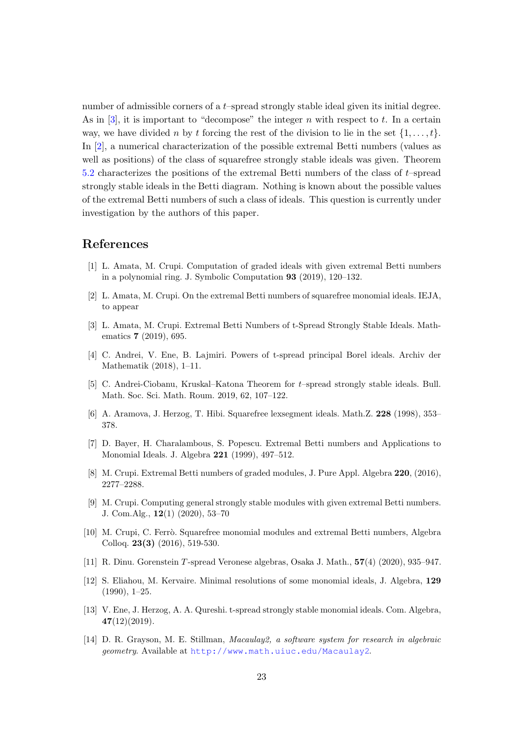number of admissible corners of a $t$–spread strongly stable ideal given its initial degree. As in [3], it is important to "decompose" the integer $n$ with respect to $t$. In a certain way, we have divided $n$ by $t$ forcing the rest of the division to lie in the set $\{1, \dots, t\}$. In [2], a numerical characterization of the possible extremal Betti numbers (values as well as positions) of the class of squarefree strongly stable ideals was given. Theorem 5.2 characterizes the positions of the extremal Betti numbers of the class of $t$–spread strongly stable ideals in the Betti diagram. Nothing is known about the possible values of the extremal Betti numbers of such a class of ideals. This question is currently under investigation by the authors of this paper.

## References

[1] L. Amata, M. Crupi. Computation of graded ideals with given extremal Betti numbers in a polynomial ring. J. Symbolic Computation **93** (2019), 120–132.

[2] L. Amata, M. Crupi. On the extremal Betti numbers of squarefree monomial ideals. IEJA, to appear

[3] L. Amata, M. Crupi. Extremal Betti Numbers of t-Spread Strongly Stable Ideals. Mathematics **7** (2019), 695.

[4] C. Andrei, V. Ene, B. Lajmiri. Powers of t-spread principal Borel ideals. Archiv der Mathematik (2018), 1–11.

[5] C. Andrei-Ciobanu, Kruskal–Katona Theorem for $t$–spread strongly stable ideals. Bull. Math. Soc. Sci. Math. Roum. 2019, 62, 107–122.

[6] A. Aramova, J. Herzog, T. Hibi. Squarefree lexsegment ideals. Math.Z. **228** (1998), 353–378.

[7] D. Bayer, H. Charalambous, S. Popescu. Extremal Betti numbers and Applications to Monomial Ideals. J. Algebra **221** (1999), 497–512.

[8] M. Crupi. Extremal Betti numbers of graded modules, J. Pure Appl. Algebra **220**, (2016), 2277–2288.

[9] M. Crupi. Computing general strongly stable modules with given extremal Betti numbers. J. Com.Alg., **12**(1) (2020), 53–70

[10] M. Crupi, C. Ferrò. Squarefree monomial modules and extremal Betti numbers, Algebra Colloq. **23(3)** (2016), 519-530.

[11] R. Dinu. Gorenstein $T$-spread Veronese algebras, Osaka J. Math., **57**(4) (2020), 935–947.

[12] S. Eliahou, M. Kervaire. Minimal resolutions of some monomial ideals, J. Algebra, **129** (1990), 1–25.

[13] V. Ene, J. Herzog, A. A. Qureshi. t-spread strongly stable monomial ideals. Com. Algebra, **47**(12)(2019).

[14] D. R. Grayson, M. E. Stillman, *Macaulay2, a software system for research in algebraic geometry*. Available at http://www.math.uiuc.edu/Macaulay2.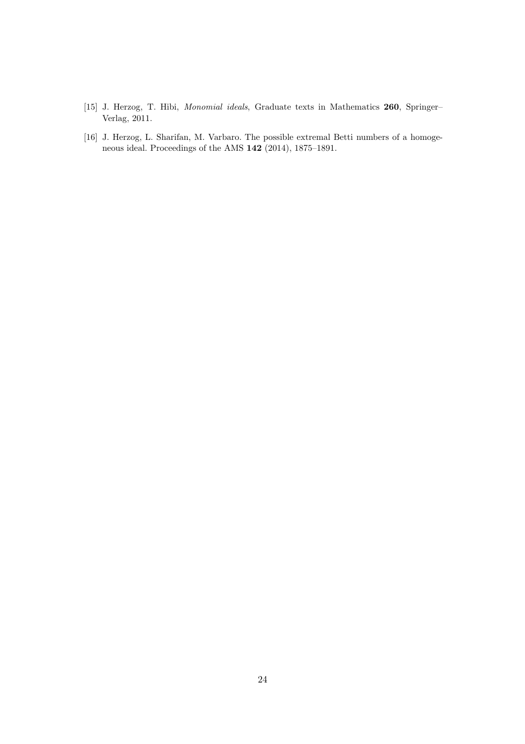[15] J. Herzog, T. Hibi, *Monomial ideals*, Graduate texts in Mathematics **260**, Springer–Verlag, 2011.

[16] J. Herzog, L. Sharifan, M. Varbaro. The possible extremal Betti numbers of a homogeneous ideal. Proceedings of the AMS **142** (2014), 1875–1891.